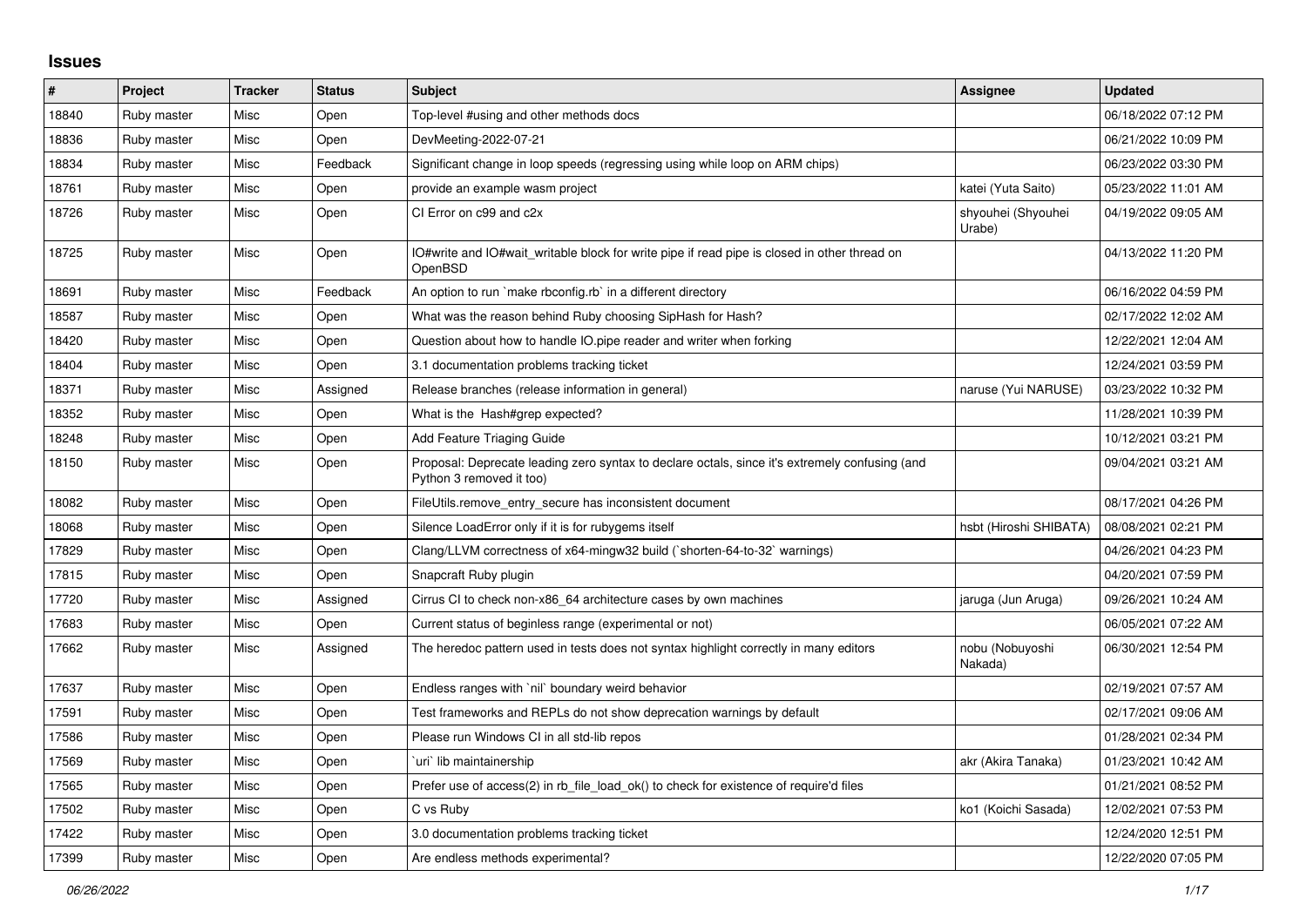## Issues

| # | Project | Tracker | Status | Subject | Assignee | Updated |
|---|---|---|---|---|---|---|
| 18840 | Ruby master | Misc | Open | Top-level #using and other methods docs | | 06/18/2022 07:12 PM |
| 18836 | Ruby master | Misc | Open | DevMeeting-2022-07-21 | | 06/21/2022 10:09 PM |
| 18834 | Ruby master | Misc | Feedback | Significant change in loop speeds (regressing using while loop on ARM chips) | | 06/23/2022 03:30 PM |
| 18761 | Ruby master | Misc | Open | provide an example wasm project | katei (Yuta Saito) | 05/23/2022 11:01 AM |
| 18726 | Ruby master | Misc | Open | CI Error on c99 and c2x | shyouhei (Shyouhei Urabe) | 04/19/2022 09:05 AM |
| 18725 | Ruby master | Misc | Open | IO#write and IO#wait_writable block for write pipe if read pipe is closed in other thread on OpenBSD | | 04/13/2022 11:20 PM |
| 18691 | Ruby master | Misc | Feedback | An option to run `make rbconfig.rb` in a different directory | | 06/16/2022 04:59 PM |
| 18587 | Ruby master | Misc | Open | What was the reason behind Ruby choosing SipHash for Hash? | | 02/17/2022 12:02 AM |
| 18420 | Ruby master | Misc | Open | Question about how to handle IO.pipe reader and writer when forking | | 12/22/2021 12:04 AM |
| 18404 | Ruby master | Misc | Open | 3.1 documentation problems tracking ticket | | 12/24/2021 03:59 PM |
| 18371 | Ruby master | Misc | Assigned | Release branches (release information in general) | naruse (Yui NARUSE) | 03/23/2022 10:32 PM |
| 18352 | Ruby master | Misc | Open | What is the Hash#grep expected? | | 11/28/2021 10:39 PM |
| 18248 | Ruby master | Misc | Open | Add Feature Triaging Guide | | 10/12/2021 03:21 PM |
| 18150 | Ruby master | Misc | Open | Proposal: Deprecate leading zero syntax to declare octals, since it's extremely confusing (and Python 3 removed it too) | | 09/04/2021 03:21 AM |
| 18082 | Ruby master | Misc | Open | FileUtils.remove_entry_secure has inconsistent document | | 08/17/2021 04:26 PM |
| 18068 | Ruby master | Misc | Open | Silence LoadError only if it is for rubygems itself | hsbt (Hiroshi SHIBATA) | 08/08/2021 02:21 PM |
| 17829 | Ruby master | Misc | Open | Clang/LLVM correctness of x64-mingw32 build (`shorten-64-to-32` warnings) | | 04/26/2021 04:23 PM |
| 17815 | Ruby master | Misc | Open | Snapcraft Ruby plugin | | 04/20/2021 07:59 PM |
| 17720 | Ruby master | Misc | Assigned | Cirrus CI to check non-x86_64 architecture cases by own machines | jaruga (Jun Aruga) | 09/26/2021 10:24 AM |
| 17683 | Ruby master | Misc | Open | Current status of beginless range (experimental or not) | | 06/05/2021 07:22 AM |
| 17662 | Ruby master | Misc | Assigned | The heredoc pattern used in tests does not syntax highlight correctly in many editors | nobu (Nobuyoshi Nakada) | 06/30/2021 12:54 PM |
| 17637 | Ruby master | Misc | Open | Endless ranges with `nil` boundary weird behavior | | 02/19/2021 07:57 AM |
| 17591 | Ruby master | Misc | Open | Test frameworks and REPLs do not show deprecation warnings by default | | 02/17/2021 09:06 AM |
| 17586 | Ruby master | Misc | Open | Please run Windows CI in all std-lib repos | | 01/28/2021 02:34 PM |
| 17569 | Ruby master | Misc | Open | `uri` lib maintainership | akr (Akira Tanaka) | 01/23/2021 10:42 AM |
| 17565 | Ruby master | Misc | Open | Prefer use of access(2) in rb_file_load_ok() to check for existence of require'd files | | 01/21/2021 08:52 PM |
| 17502 | Ruby master | Misc | Open | C vs Ruby | ko1 (Koichi Sasada) | 12/02/2021 07:53 PM |
| 17422 | Ruby master | Misc | Open | 3.0 documentation problems tracking ticket | | 12/24/2020 12:51 PM |
| 17399 | Ruby master | Misc | Open | Are endless methods experimental? | | 12/22/2020 07:05 PM |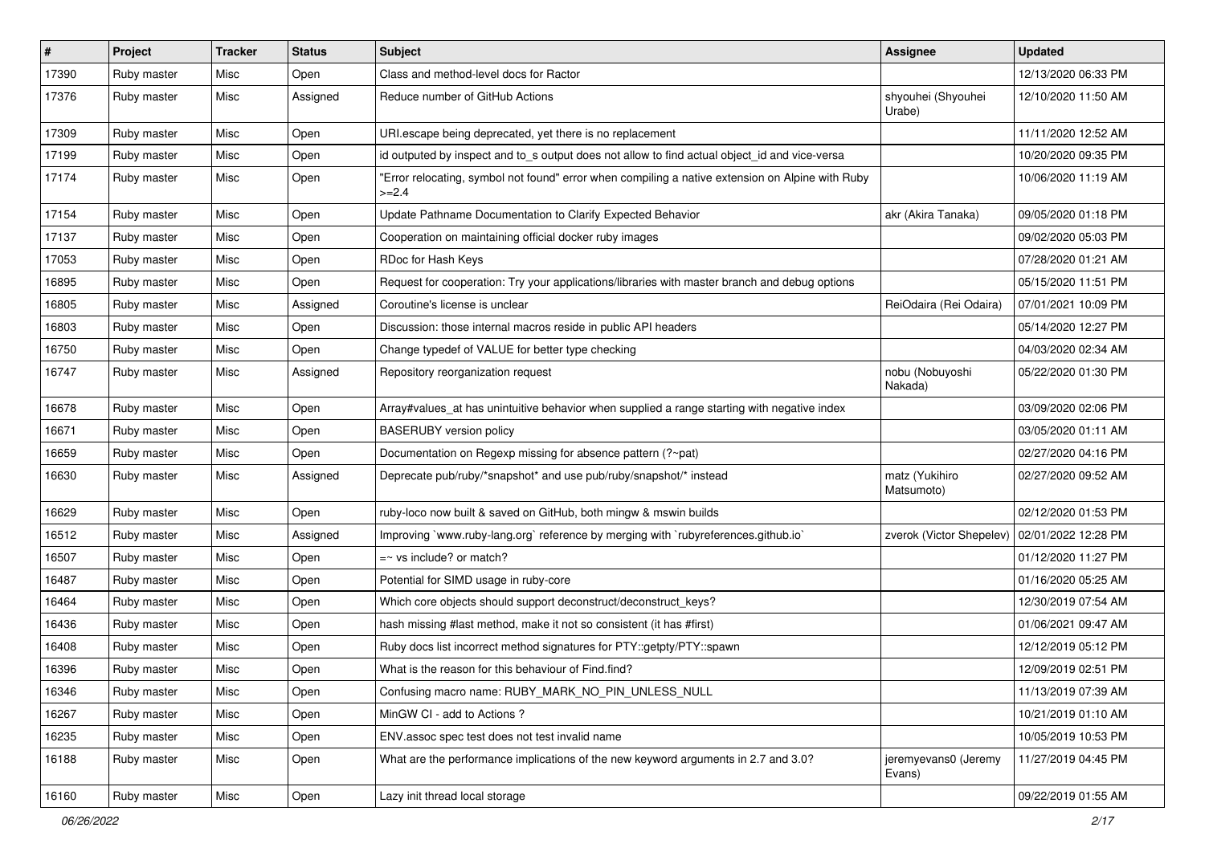| # | Project | Tracker | Status | Subject | Assignee | Updated |
|---|---|---|---|---|---|---|
| 17390 | Ruby master | Misc | Open | Class and method-level docs for Ractor | | 12/13/2020 06:33 PM |
| 17376 | Ruby master | Misc | Assigned | Reduce number of GitHub Actions | shyouhei (Shyouhei Urabe) | 12/10/2020 11:50 AM |
| 17309 | Ruby master | Misc | Open | URI.escape being deprecated, yet there is no replacement | | 11/11/2020 12:52 AM |
| 17199 | Ruby master | Misc | Open | id outputed by inspect and to_s output does not allow to find actual object_id and vice-versa | | 10/20/2020 09:35 PM |
| 17174 | Ruby master | Misc | Open | "Error relocating, symbol not found" error when compiling a native extension on Alpine with Ruby >=2.4 | | 10/06/2020 11:19 AM |
| 17154 | Ruby master | Misc | Open | Update Pathname Documentation to Clarify Expected Behavior | akr (Akira Tanaka) | 09/05/2020 01:18 PM |
| 17137 | Ruby master | Misc | Open | Cooperation on maintaining official docker ruby images | | 09/02/2020 05:03 PM |
| 17053 | Ruby master | Misc | Open | RDoc for Hash Keys | | 07/28/2020 01:21 AM |
| 16895 | Ruby master | Misc | Open | Request for cooperation: Try your applications/libraries with master branch and debug options | | 05/15/2020 11:51 PM |
| 16805 | Ruby master | Misc | Assigned | Coroutine's license is unclear | ReiOdaira (Rei Odaira) | 07/01/2021 10:09 PM |
| 16803 | Ruby master | Misc | Open | Discussion: those internal macros reside in public API headers | | 05/14/2020 12:27 PM |
| 16750 | Ruby master | Misc | Open | Change typedef of VALUE for better type checking | | 04/03/2020 02:34 AM |
| 16747 | Ruby master | Misc | Assigned | Repository reorganization request | nobu (Nobuyoshi Nakada) | 05/22/2020 01:30 PM |
| 16678 | Ruby master | Misc | Open | Array#values_at has unintuitive behavior when supplied a range starting with negative index | | 03/09/2020 02:06 PM |
| 16671 | Ruby master | Misc | Open | BASERUBY version policy | | 03/05/2020 01:11 AM |
| 16659 | Ruby master | Misc | Open | Documentation on Regexp missing for absence pattern (?~pat) | | 02/27/2020 04:16 PM |
| 16630 | Ruby master | Misc | Assigned | Deprecate pub/ruby/*snapshot* and use pub/ruby/snapshot/* instead | matz (Yukihiro Matsumoto) | 02/27/2020 09:52 AM |
| 16629 | Ruby master | Misc | Open | ruby-loco now built & saved on GitHub, both mingw & mswin builds | | 02/12/2020 01:53 PM |
| 16512 | Ruby master | Misc | Assigned | Improving `www.ruby-lang.org` reference by merging with `rubyreferences.github.io` | zverok (Victor Shepelev) | 02/01/2022 12:28 PM |
| 16507 | Ruby master | Misc | Open | =~ vs include? or match? | | 01/12/2020 11:27 PM |
| 16487 | Ruby master | Misc | Open | Potential for SIMD usage in ruby-core | | 01/16/2020 05:25 AM |
| 16464 | Ruby master | Misc | Open | Which core objects should support deconstruct/deconstruct_keys? | | 12/30/2019 07:54 AM |
| 16436 | Ruby master | Misc | Open | hash missing #last method, make it not so consistent (it has #first) | | 01/06/2021 09:47 AM |
| 16408 | Ruby master | Misc | Open | Ruby docs list incorrect method signatures for PTY::getpty/PTY::spawn | | 12/12/2019 05:12 PM |
| 16396 | Ruby master | Misc | Open | What is the reason for this behaviour of Find.find? | | 12/09/2019 02:51 PM |
| 16346 | Ruby master | Misc | Open | Confusing macro name: RUBY_MARK_NO_PIN_UNLESS_NULL | | 11/13/2019 07:39 AM |
| 16267 | Ruby master | Misc | Open | MinGW CI - add to Actions ? | | 10/21/2019 01:10 AM |
| 16235 | Ruby master | Misc | Open | ENV.assoc spec test does not test invalid name | | 10/05/2019 10:53 PM |
| 16188 | Ruby master | Misc | Open | What are the performance implications of the new keyword arguments in 2.7 and 3.0? | jeremyevans0 (Jeremy Evans) | 11/27/2019 04:45 PM |
| 16160 | Ruby master | Misc | Open | Lazy init thread local storage | | 09/22/2019 01:55 AM |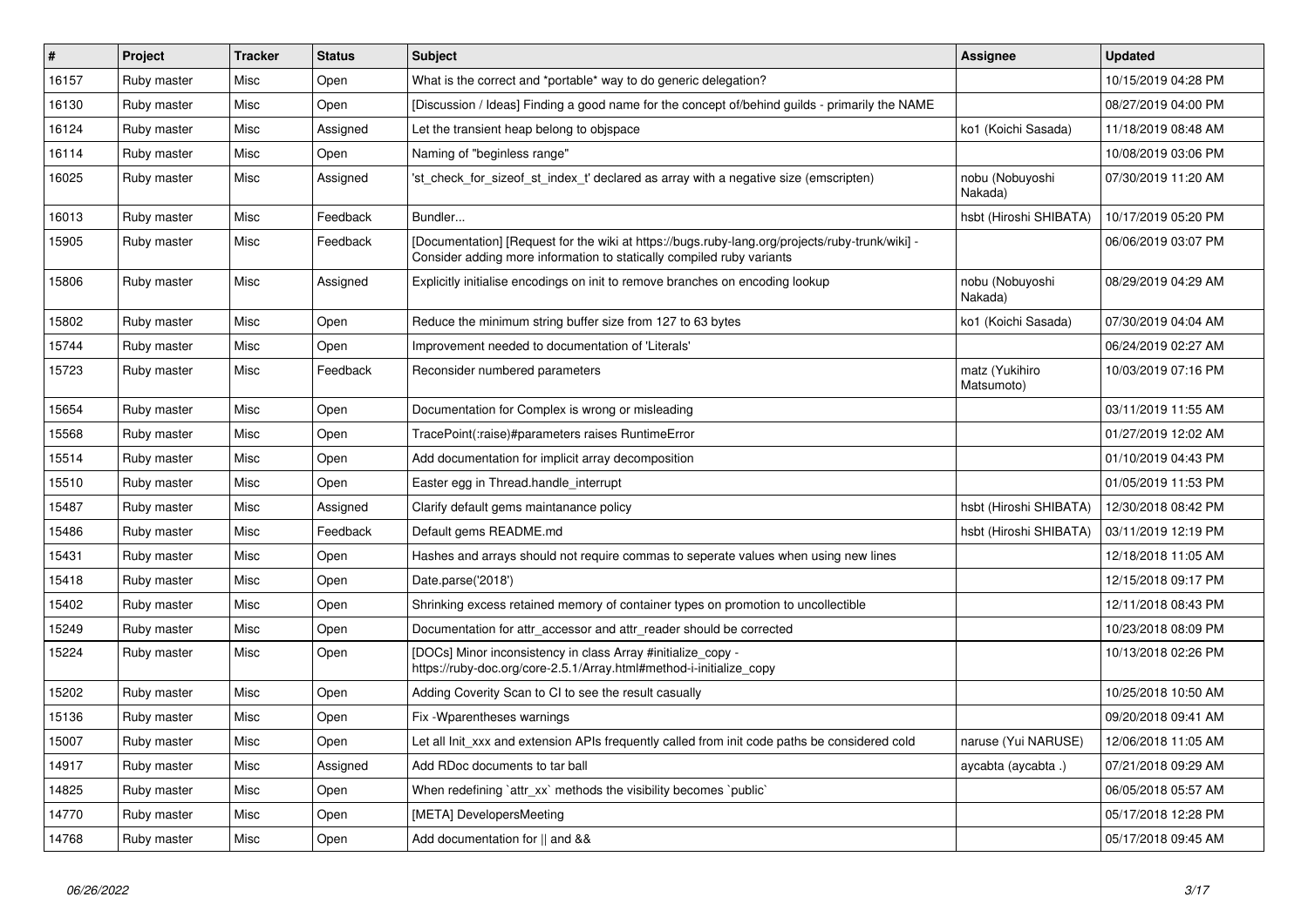| # | Project | Tracker | Status | Subject | Assignee | Updated |
|---|---|---|---|---|---|---|
| 16157 | Ruby master | Misc | Open | What is the correct and *portable* way to do generic delegation? | | 10/15/2019 04:28 PM |
| 16130 | Ruby master | Misc | Open | [Discussion / Ideas] Finding a good name for the concept of/behind guilds - primarily the NAME | | 08/27/2019 04:00 PM |
| 16124 | Ruby master | Misc | Assigned | Let the transient heap belong to objspace | ko1 (Koichi Sasada) | 11/18/2019 08:48 AM |
| 16114 | Ruby master | Misc | Open | Naming of "beginless range" | | 10/08/2019 03:06 PM |
| 16025 | Ruby master | Misc | Assigned | 'st_check_for_sizeof_st_index_t' declared as array with a negative size (emscripten) | nobu (Nobuyoshi Nakada) | 07/30/2019 11:20 AM |
| 16013 | Ruby master | Misc | Feedback | Bundler... | hsbt (Hiroshi SHIBATA) | 10/17/2019 05:20 PM |
| 15905 | Ruby master | Misc | Feedback | [Documentation] [Request for the wiki at https://bugs.ruby-lang.org/projects/ruby-trunk/wiki] - Consider adding more information to statically compiled ruby variants | | 06/06/2019 03:07 PM |
| 15806 | Ruby master | Misc | Assigned | Explicitly initialise encodings on init to remove branches on encoding lookup | nobu (Nobuyoshi Nakada) | 08/29/2019 04:29 AM |
| 15802 | Ruby master | Misc | Open | Reduce the minimum string buffer size from 127 to 63 bytes | ko1 (Koichi Sasada) | 07/30/2019 04:04 AM |
| 15744 | Ruby master | Misc | Open | Improvement needed to documentation of 'Literals' | | 06/24/2019 02:27 AM |
| 15723 | Ruby master | Misc | Feedback | Reconsider numbered parameters | matz (Yukihiro Matsumoto) | 10/03/2019 07:16 PM |
| 15654 | Ruby master | Misc | Open | Documentation for Complex is wrong or misleading | | 03/11/2019 11:55 AM |
| 15568 | Ruby master | Misc | Open | TracePoint(:raise)#parameters raises RuntimeError | | 01/27/2019 12:02 AM |
| 15514 | Ruby master | Misc | Open | Add documentation for implicit array decomposition | | 01/10/2019 04:43 PM |
| 15510 | Ruby master | Misc | Open | Easter egg in Thread.handle_interrupt | | 01/05/2019 11:53 PM |
| 15487 | Ruby master | Misc | Assigned | Clarify default gems maintanance policy | hsbt (Hiroshi SHIBATA) | 12/30/2018 08:42 PM |
| 15486 | Ruby master | Misc | Feedback | Default gems README.md | hsbt (Hiroshi SHIBATA) | 03/11/2019 12:19 PM |
| 15431 | Ruby master | Misc | Open | Hashes and arrays should not require commas to seperate values when using new lines | | 12/18/2018 11:05 AM |
| 15418 | Ruby master | Misc | Open | Date.parse('2018') | | 12/15/2018 09:17 PM |
| 15402 | Ruby master | Misc | Open | Shrinking excess retained memory of container types on promotion to uncollectible | | 12/11/2018 08:43 PM |
| 15249 | Ruby master | Misc | Open | Documentation for attr_accessor and attr_reader should be corrected | | 10/23/2018 08:09 PM |
| 15224 | Ruby master | Misc | Open | [DOCs] Minor inconsistency in class Array #initialize_copy - https://ruby-doc.org/core-2.5.1/Array.html#method-i-initialize_copy | | 10/13/2018 02:26 PM |
| 15202 | Ruby master | Misc | Open | Adding Coverity Scan to CI to see the result casually | | 10/25/2018 10:50 AM |
| 15136 | Ruby master | Misc | Open | Fix -Wparentheses warnings | | 09/20/2018 09:41 AM |
| 15007 | Ruby master | Misc | Open | Let all Init_xxx and extension APIs frequently called from init code paths be considered cold | naruse (Yui NARUSE) | 12/06/2018 11:05 AM |
| 14917 | Ruby master | Misc | Assigned | Add RDoc documents to tar ball | aycabta (aycabta .) | 07/21/2018 09:29 AM |
| 14825 | Ruby master | Misc | Open | When redefining `attr_xx` methods the visibility becomes `public` | | 06/05/2018 05:57 AM |
| 14770 | Ruby master | Misc | Open | [META] DevelopersMeeting | | 05/17/2018 12:28 PM |
| 14768 | Ruby master | Misc | Open | Add documentation for \|\| and && | | 05/17/2018 09:45 AM |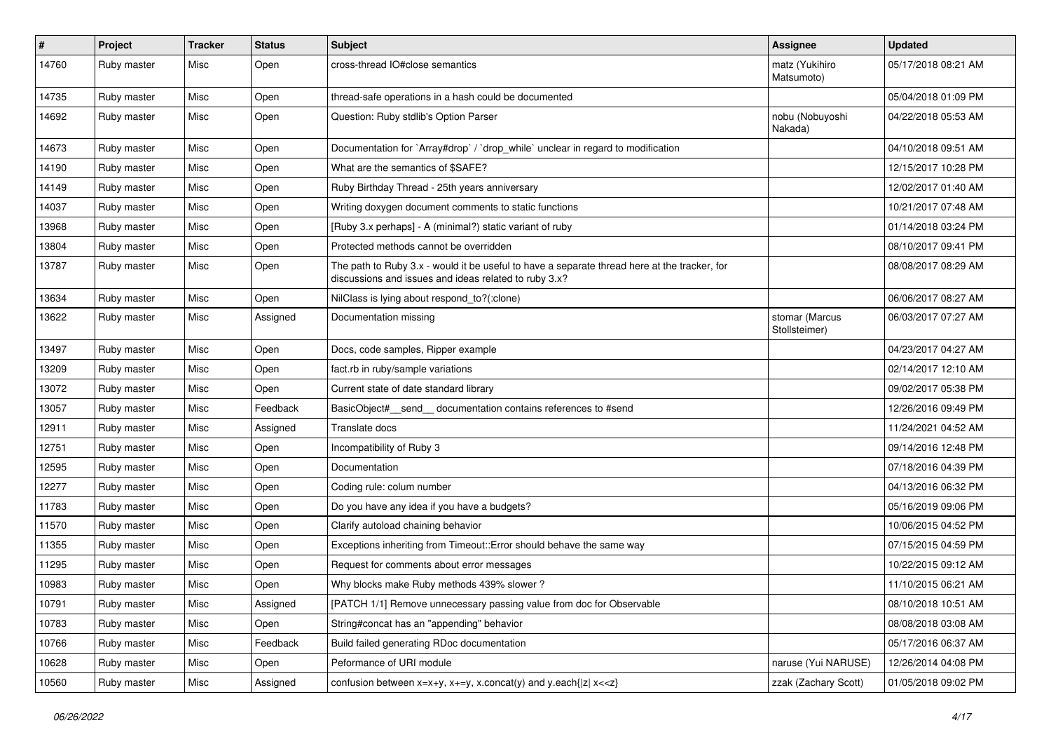| # | Project | Tracker | Status | Subject | Assignee | Updated |
| --- | --- | --- | --- | --- | --- | --- |
| 14760 | Ruby master | Misc | Open | cross-thread IO#close semantics | matz (Yukihiro Matsumoto) | 05/17/2018 08:21 AM |
| 14735 | Ruby master | Misc | Open | thread-safe operations in a hash could be documented | | 05/04/2018 01:09 PM |
| 14692 | Ruby master | Misc | Open | Question: Ruby stdlib's Option Parser | nobu (Nobuyoshi Nakada) | 04/22/2018 05:53 AM |
| 14673 | Ruby master | Misc | Open | Documentation for `Array#drop` / `drop_while` unclear in regard to modification | | 04/10/2018 09:51 AM |
| 14190 | Ruby master | Misc | Open | What are the semantics of $SAFE? | | 12/15/2017 10:28 PM |
| 14149 | Ruby master | Misc | Open | Ruby Birthday Thread - 25th years anniversary | | 12/02/2017 01:40 AM |
| 14037 | Ruby master | Misc | Open | Writing doxygen document comments to static functions | | 10/21/2017 07:48 AM |
| 13968 | Ruby master | Misc | Open | [Ruby 3.x perhaps] - A (minimal?) static variant of ruby | | 01/14/2018 03:24 PM |
| 13804 | Ruby master | Misc | Open | Protected methods cannot be overridden | | 08/10/2017 09:41 PM |
| 13787 | Ruby master | Misc | Open | The path to Ruby 3.x - would it be useful to have a separate thread here at the tracker, for discussions and issues and ideas related to ruby 3.x? | | 08/08/2017 08:29 AM |
| 13634 | Ruby master | Misc | Open | NilClass is lying about respond_to?(:clone) | | 06/06/2017 08:27 AM |
| 13622 | Ruby master | Misc | Assigned | Documentation missing | stomar (Marcus Stollsteimer) | 06/03/2017 07:27 AM |
| 13497 | Ruby master | Misc | Open | Docs, code samples, Ripper example | | 04/23/2017 04:27 AM |
| 13209 | Ruby master | Misc | Open | fact.rb in ruby/sample variations | | 02/14/2017 12:10 AM |
| 13072 | Ruby master | Misc | Open | Current state of date standard library | | 09/02/2017 05:38 PM |
| 13057 | Ruby master | Misc | Feedback | BasicObject#__send__ documentation contains references to #send | | 12/26/2016 09:49 PM |
| 12911 | Ruby master | Misc | Assigned | Translate docs | | 11/24/2021 04:52 AM |
| 12751 | Ruby master | Misc | Open | Incompatibility of Ruby 3 | | 09/14/2016 12:48 PM |
| 12595 | Ruby master | Misc | Open | Documentation | | 07/18/2016 04:39 PM |
| 12277 | Ruby master | Misc | Open | Coding rule: colum number | | 04/13/2016 06:32 PM |
| 11783 | Ruby master | Misc | Open | Do you have any idea if you have a budgets? | | 05/16/2019 09:06 PM |
| 11570 | Ruby master | Misc | Open | Clarify autoload chaining behavior | | 10/06/2015 04:52 PM |
| 11355 | Ruby master | Misc | Open | Exceptions inheriting from Timeout::Error should behave the same way | | 07/15/2015 04:59 PM |
| 11295 | Ruby master | Misc | Open | Request for comments about error messages | | 10/22/2015 09:12 AM |
| 10983 | Ruby master | Misc | Open | Why blocks make Ruby methods 439% slower ? | | 11/10/2015 06:21 AM |
| 10791 | Ruby master | Misc | Assigned | [PATCH 1/1] Remove unnecessary passing value from doc for Observable | | 08/10/2018 10:51 AM |
| 10783 | Ruby master | Misc | Open | String#concat has an "appending" behavior | | 08/08/2018 03:08 AM |
| 10766 | Ruby master | Misc | Feedback | Build failed generating RDoc documentation | | 05/17/2016 06:37 AM |
| 10628 | Ruby master | Misc | Open | Peformance of URI module | naruse (Yui NARUSE) | 12/26/2014 04:08 PM |
| 10560 | Ruby master | Misc | Assigned | confusion between x=x+y, x+=y, x.concat(y) and y.each{\|z\| x<<z} | zzak (Zachary Scott) | 01/05/2018 09:02 PM |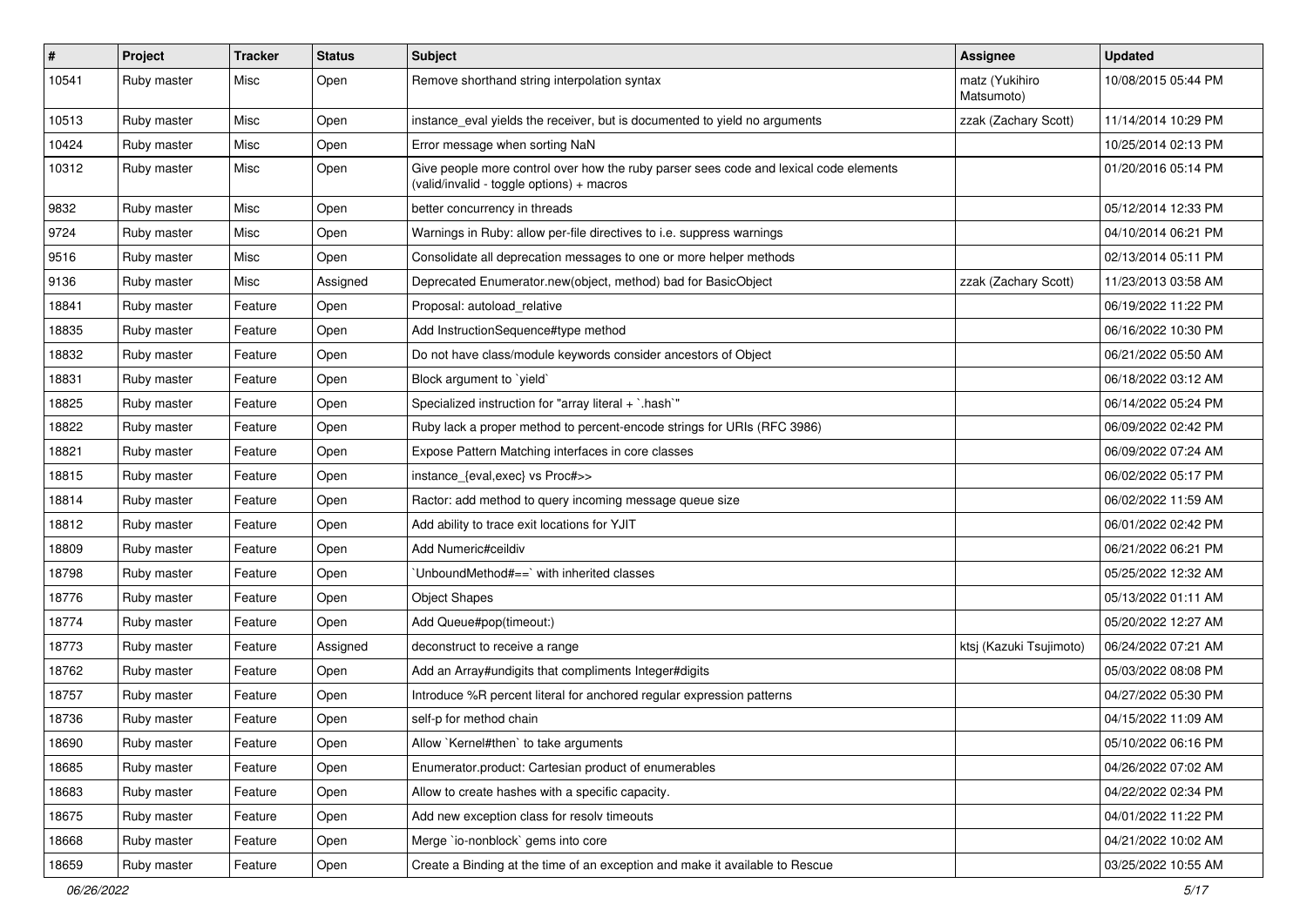| # | Project | Tracker | Status | Subject | Assignee | Updated |
|---|---|---|---|---|---|---|
| 10541 | Ruby master | Misc | Open | Remove shorthand string interpolation syntax | matz (Yukihiro Matsumoto) | 10/08/2015 05:44 PM |
| 10513 | Ruby master | Misc | Open | instance_eval yields the receiver, but is documented to yield no arguments | zzak (Zachary Scott) | 11/14/2014 10:29 PM |
| 10424 | Ruby master | Misc | Open | Error message when sorting NaN | | 10/25/2014 02:13 PM |
| 10312 | Ruby master | Misc | Open | Give people more control over how the ruby parser sees code and lexical code elements (valid/invalid - toggle options) + macros | | 01/20/2016 05:14 PM |
| 9832 | Ruby master | Misc | Open | better concurrency in threads | | 05/12/2014 12:33 PM |
| 9724 | Ruby master | Misc | Open | Warnings in Ruby: allow per-file directives to i.e. suppress warnings | | 04/10/2014 06:21 PM |
| 9516 | Ruby master | Misc | Open | Consolidate all deprecation messages to one or more helper methods | | 02/13/2014 05:11 PM |
| 9136 | Ruby master | Misc | Assigned | Deprecated Enumerator.new(object, method) bad for BasicObject | zzak (Zachary Scott) | 11/23/2013 03:58 AM |
| 18841 | Ruby master | Feature | Open | Proposal: autoload_relative | | 06/19/2022 11:22 PM |
| 18835 | Ruby master | Feature | Open | Add InstructionSequence#type method | | 06/16/2022 10:30 PM |
| 18832 | Ruby master | Feature | Open | Do not have class/module keywords consider ancestors of Object | | 06/21/2022 05:50 AM |
| 18831 | Ruby master | Feature | Open | Block argument to `yield` | | 06/18/2022 03:12 AM |
| 18825 | Ruby master | Feature | Open | Specialized instruction for "array literal + `.hash`" | | 06/14/2022 05:24 PM |
| 18822 | Ruby master | Feature | Open | Ruby lack a proper method to percent-encode strings for URIs (RFC 3986) | | 06/09/2022 02:42 PM |
| 18821 | Ruby master | Feature | Open | Expose Pattern Matching interfaces in core classes | | 06/09/2022 07:24 AM |
| 18815 | Ruby master | Feature | Open | instance_{eval,exec} vs Proc#>> | | 06/02/2022 05:17 PM |
| 18814 | Ruby master | Feature | Open | Ractor: add method to query incoming message queue size | | 06/02/2022 11:59 AM |
| 18812 | Ruby master | Feature | Open | Add ability to trace exit locations for YJIT | | 06/01/2022 02:42 PM |
| 18809 | Ruby master | Feature | Open | Add Numeric#ceildiv | | 06/21/2022 06:21 PM |
| 18798 | Ruby master | Feature | Open | `UnboundMethod#==` with inherited classes | | 05/25/2022 12:32 AM |
| 18776 | Ruby master | Feature | Open | Object Shapes | | 05/13/2022 01:11 AM |
| 18774 | Ruby master | Feature | Open | Add Queue#pop(timeout:) | | 05/20/2022 12:27 AM |
| 18773 | Ruby master | Feature | Assigned | deconstruct to receive a range | ktsj (Kazuki Tsujimoto) | 06/24/2022 07:21 AM |
| 18762 | Ruby master | Feature | Open | Add an Array#undigits that compliments Integer#digits | | 05/03/2022 08:08 PM |
| 18757 | Ruby master | Feature | Open | Introduce %R percent literal for anchored regular expression patterns | | 04/27/2022 05:30 PM |
| 18736 | Ruby master | Feature | Open | self-p for method chain | | 04/15/2022 11:09 AM |
| 18690 | Ruby master | Feature | Open | Allow `Kernel#then` to take arguments | | 05/10/2022 06:16 PM |
| 18685 | Ruby master | Feature | Open | Enumerator.product: Cartesian product of enumerables | | 04/26/2022 07:02 AM |
| 18683 | Ruby master | Feature | Open | Allow to create hashes with a specific capacity. | | 04/22/2022 02:34 PM |
| 18675 | Ruby master | Feature | Open | Add new exception class for resolv timeouts | | 04/01/2022 11:22 PM |
| 18668 | Ruby master | Feature | Open | Merge `io-nonblock` gems into core | | 04/21/2022 10:02 AM |
| 18659 | Ruby master | Feature | Open | Create a Binding at the time of an exception and make it available to Rescue | | 03/25/2022 10:55 AM |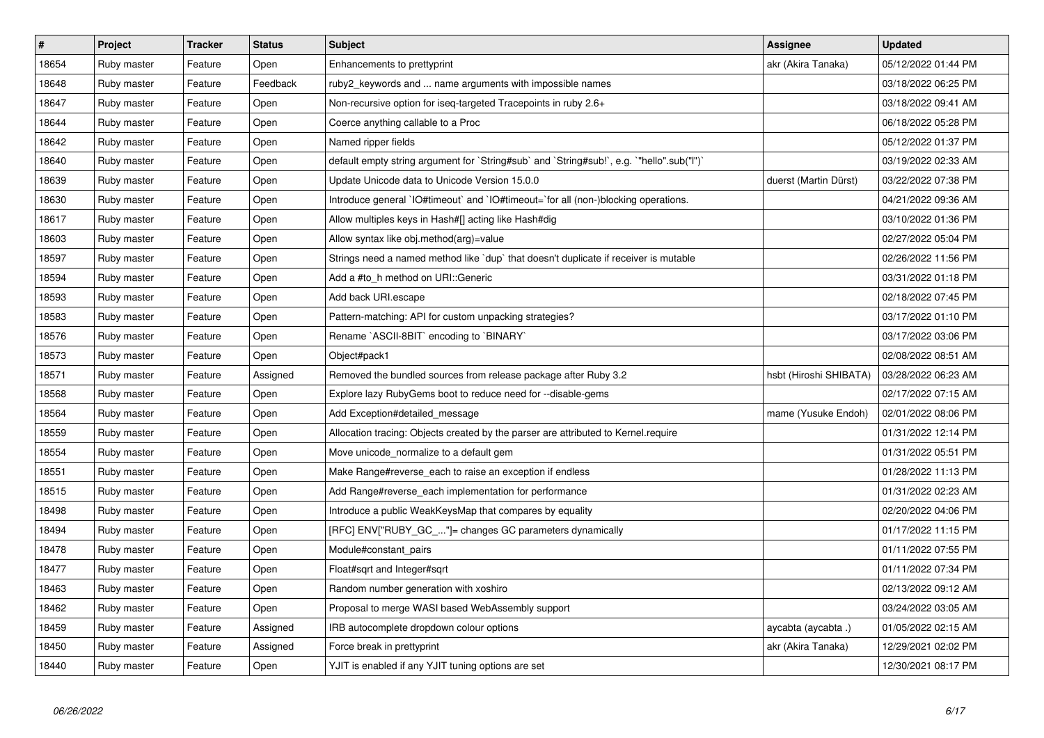| # | Project | Tracker | Status | Subject | Assignee | Updated |
|---|---|---|---|---|---|---|
| 18654 | Ruby master | Feature | Open | Enhancements to prettyprint | akr (Akira Tanaka) | 05/12/2022 01:44 PM |
| 18648 | Ruby master | Feature | Feedback | ruby2_keywords and ... name arguments with impossible names | | 03/18/2022 06:25 PM |
| 18647 | Ruby master | Feature | Open | Non-recursive option for iseq-targeted Tracepoints in ruby 2.6+ | | 03/18/2022 09:41 AM |
| 18644 | Ruby master | Feature | Open | Coerce anything callable to a Proc | | 06/18/2022 05:28 PM |
| 18642 | Ruby master | Feature | Open | Named ripper fields | | 05/12/2022 01:37 PM |
| 18640 | Ruby master | Feature | Open | default empty string argument for `String#sub` and `String#sub!`, e.g. `"hello".sub("l")` | | 03/19/2022 02:33 AM |
| 18639 | Ruby master | Feature | Open | Update Unicode data to Unicode Version 15.0.0 | duerst (Martin Dürst) | 03/22/2022 07:38 PM |
| 18630 | Ruby master | Feature | Open | Introduce general `IO#timeout` and `IO#timeout=`for all (non-)blocking operations. | | 04/21/2022 09:36 AM |
| 18617 | Ruby master | Feature | Open | Allow multiples keys in Hash#[] acting like Hash#dig | | 03/10/2022 01:36 PM |
| 18603 | Ruby master | Feature | Open | Allow syntax like obj.method(arg)=value | | 02/27/2022 05:04 PM |
| 18597 | Ruby master | Feature | Open | Strings need a named method like `dup` that doesn't duplicate if receiver is mutable | | 02/26/2022 11:56 PM |
| 18594 | Ruby master | Feature | Open | Add a #to_h method on URI::Generic | | 03/31/2022 01:18 PM |
| 18593 | Ruby master | Feature | Open | Add back URI.escape | | 02/18/2022 07:45 PM |
| 18583 | Ruby master | Feature | Open | Pattern-matching: API for custom unpacking strategies? | | 03/17/2022 01:10 PM |
| 18576 | Ruby master | Feature | Open | Rename `ASCII-8BIT` encoding to `BINARY` | | 03/17/2022 03:06 PM |
| 18573 | Ruby master | Feature | Open | Object#pack1 | | 02/08/2022 08:51 AM |
| 18571 | Ruby master | Feature | Assigned | Removed the bundled sources from release package after Ruby 3.2 | hsbt (Hiroshi SHIBATA) | 03/28/2022 06:23 AM |
| 18568 | Ruby master | Feature | Open | Explore lazy RubyGems boot to reduce need for --disable-gems | | 02/17/2022 07:15 AM |
| 18564 | Ruby master | Feature | Open | Add Exception#detailed_message | mame (Yusuke Endoh) | 02/01/2022 08:06 PM |
| 18559 | Ruby master | Feature | Open | Allocation tracing: Objects created by the parser are attributed to Kernel.require | | 01/31/2022 12:14 PM |
| 18554 | Ruby master | Feature | Open | Move unicode_normalize to a default gem | | 01/31/2022 05:51 PM |
| 18551 | Ruby master | Feature | Open | Make Range#reverse_each to raise an exception if endless | | 01/28/2022 11:13 PM |
| 18515 | Ruby master | Feature | Open | Add Range#reverse_each implementation for performance | | 01/31/2022 02:23 AM |
| 18498 | Ruby master | Feature | Open | Introduce a public WeakKeysMap that compares by equality | | 02/20/2022 04:06 PM |
| 18494 | Ruby master | Feature | Open | [RFC] ENV["RUBY_GC_..."]= changes GC parameters dynamically | | 01/17/2022 11:15 PM |
| 18478 | Ruby master | Feature | Open | Module#constant_pairs | | 01/11/2022 07:55 PM |
| 18477 | Ruby master | Feature | Open | Float#sqrt and Integer#sqrt | | 01/11/2022 07:34 PM |
| 18463 | Ruby master | Feature | Open | Random number generation with xoshiro | | 02/13/2022 09:12 AM |
| 18462 | Ruby master | Feature | Open | Proposal to merge WASI based WebAssembly support | | 03/24/2022 03:05 AM |
| 18459 | Ruby master | Feature | Assigned | IRB autocomplete dropdown colour options | aycabta (aycabta .) | 01/05/2022 02:15 AM |
| 18450 | Ruby master | Feature | Assigned | Force break in prettyprint | akr (Akira Tanaka) | 12/29/2021 02:02 PM |
| 18440 | Ruby master | Feature | Open | YJIT is enabled if any YJIT tuning options are set | | 12/30/2021 08:17 PM |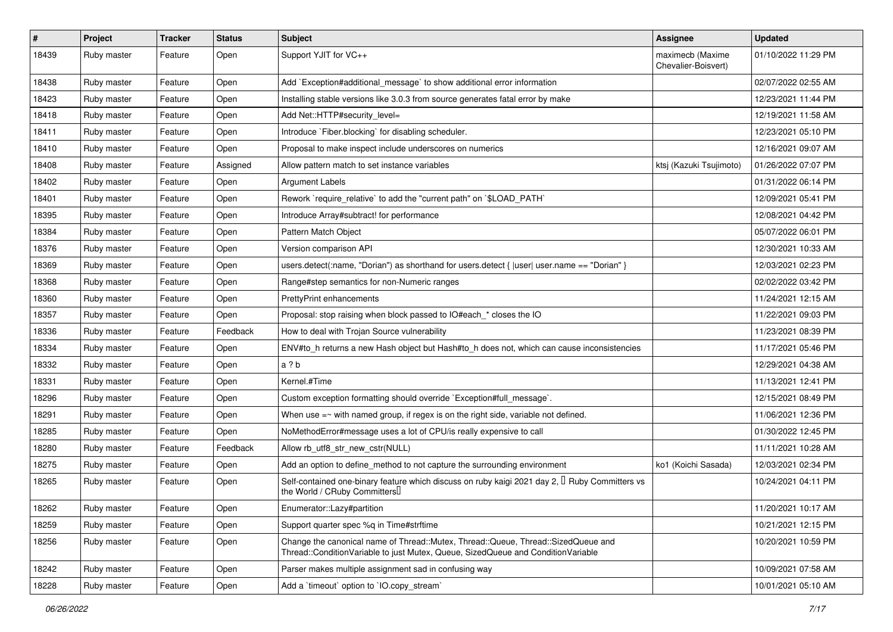| # | Project | Tracker | Status | Subject | Assignee | Updated |
|---|---|---|---|---|---|---|
| 18439 | Ruby master | Feature | Open | Support YJIT for VC++ | maximecb (Maxime Chevalier-Boisvert) | 01/10/2022 11:29 PM |
| 18438 | Ruby master | Feature | Open | Add `Exception#additional_message` to show additional error information | | 02/07/2022 02:55 AM |
| 18423 | Ruby master | Feature | Open | Installing stable versions like 3.0.3 from source generates fatal error by make | | 12/23/2021 11:44 PM |
| 18418 | Ruby master | Feature | Open | Add Net::HTTP#security_level= | | 12/19/2021 11:58 AM |
| 18411 | Ruby master | Feature | Open | Introduce `Fiber.blocking` for disabling scheduler. | | 12/23/2021 05:10 PM |
| 18410 | Ruby master | Feature | Open | Proposal to make inspect include underscores on numerics | | 12/16/2021 09:07 AM |
| 18408 | Ruby master | Feature | Assigned | Allow pattern match to set instance variables | ktsj (Kazuki Tsujimoto) | 01/26/2022 07:07 PM |
| 18402 | Ruby master | Feature | Open | Argument Labels | | 01/31/2022 06:14 PM |
| 18401 | Ruby master | Feature | Open | Rework `require_relative` to add the "current path" on `$LOAD_PATH` | | 12/09/2021 05:41 PM |
| 18395 | Ruby master | Feature | Open | Introduce Array#subtract! for performance | | 12/08/2021 04:42 PM |
| 18384 | Ruby master | Feature | Open | Pattern Match Object | | 05/07/2022 06:01 PM |
| 18376 | Ruby master | Feature | Open | Version comparison API | | 12/30/2021 10:33 AM |
| 18369 | Ruby master | Feature | Open | users.detect(:name, "Dorian") as shorthand for users.detect { \|user\| user.name == "Dorian" } | | 12/03/2021 02:23 PM |
| 18368 | Ruby master | Feature | Open | Range#step semantics for non-Numeric ranges | | 02/02/2022 03:42 PM |
| 18360 | Ruby master | Feature | Open | PrettyPrint enhancements | | 11/24/2021 12:15 AM |
| 18357 | Ruby master | Feature | Open | Proposal: stop raising when block passed to IO#each_* closes the IO | | 11/22/2021 09:03 PM |
| 18336 | Ruby master | Feature | Feedback | How to deal with Trojan Source vulnerability | | 11/23/2021 08:39 PM |
| 18334 | Ruby master | Feature | Open | ENV#to_h returns a new Hash object but Hash#to_h does not, which can cause inconsistencies | | 11/17/2021 05:46 PM |
| 18332 | Ruby master | Feature | Open | a ? b | | 12/29/2021 04:38 AM |
| 18331 | Ruby master | Feature | Open | Kernel.#Time | | 11/13/2021 12:41 PM |
| 18296 | Ruby master | Feature | Open | Custom exception formatting should override `Exception#full_message`. | | 12/15/2021 08:49 PM |
| 18291 | Ruby master | Feature | Open | When use =~ with named group, if regex is on the right side, variable not defined. | | 11/06/2021 12:36 PM |
| 18285 | Ruby master | Feature | Open | NoMethodError#message uses a lot of CPU/is really expensive to call | | 01/30/2022 12:45 PM |
| 18280 | Ruby master | Feature | Feedback | Allow rb_utf8_str_new_cstr(NULL) | | 11/11/2021 10:28 AM |
| 18275 | Ruby master | Feature | Open | Add an option to define_method to not capture the surrounding environment | ko1 (Koichi Sasada) | 12/03/2021 02:34 PM |
| 18265 | Ruby master | Feature | Open | Self-contained one-binary feature which discuss on ruby kaigi 2021 day 2, 「Ruby Committers vs the World / CRuby Committers」 | | 10/24/2021 04:11 PM |
| 18262 | Ruby master | Feature | Open | Enumerator::Lazy#partition | | 11/20/2021 10:17 AM |
| 18259 | Ruby master | Feature | Open | Support quarter spec %q in Time#strftime | | 10/21/2021 12:15 PM |
| 18256 | Ruby master | Feature | Open | Change the canonical name of Thread::Mutex, Thread::Queue, Thread::SizedQueue and Thread::ConditionVariable to just Mutex, Queue, SizedQueue and ConditionVariable | | 10/20/2021 10:59 PM |
| 18242 | Ruby master | Feature | Open | Parser makes multiple assignment sad in confusing way | | 10/09/2021 07:58 AM |
| 18228 | Ruby master | Feature | Open | Add a `timeout` option to `IO.copy_stream` | | 10/01/2021 05:10 AM |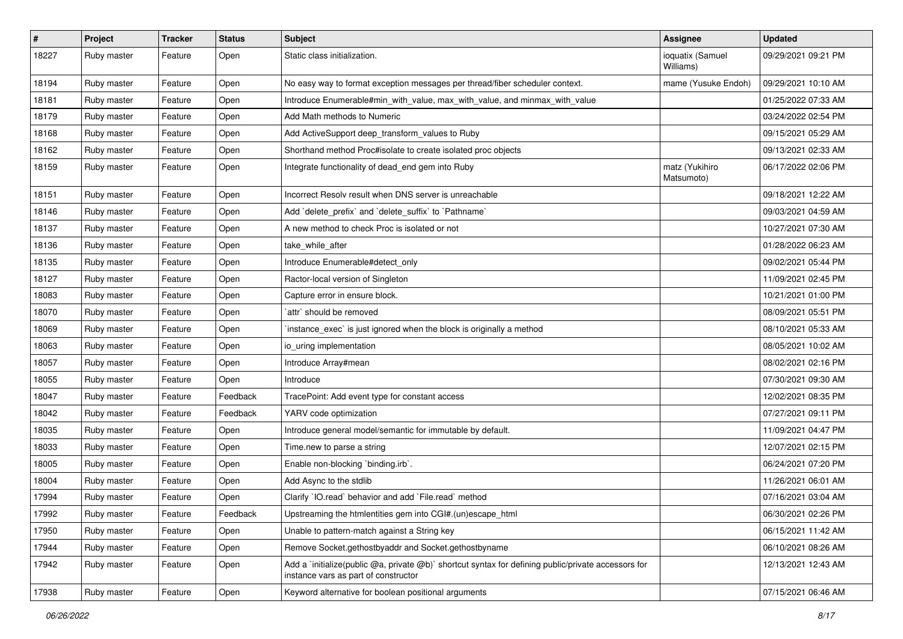| # | Project | Tracker | Status | Subject | Assignee | Updated |
|---|---|---|---|---|---|---|
| 18227 | Ruby master | Feature | Open | Static class initialization. | ioquatix (Samuel Williams) | 09/29/2021 09:21 PM |
| 18194 | Ruby master | Feature | Open | No easy way to format exception messages per thread/fiber scheduler context. | mame (Yusuke Endoh) | 09/29/2021 10:10 AM |
| 18181 | Ruby master | Feature | Open | Introduce Enumerable#min_with_value, max_with_value, and minmax_with_value | | 01/25/2022 07:33 AM |
| 18179 | Ruby master | Feature | Open | Add Math methods to Numeric | | 03/24/2022 02:54 PM |
| 18168 | Ruby master | Feature | Open | Add ActiveSupport deep_transform_values to Ruby | | 09/15/2021 05:29 AM |
| 18162 | Ruby master | Feature | Open | Shorthand method Proc#isolate to create isolated proc objects | | 09/13/2021 02:33 AM |
| 18159 | Ruby master | Feature | Open | Integrate functionality of dead_end gem into Ruby | matz (Yukihiro Matsumoto) | 06/17/2022 02:06 PM |
| 18151 | Ruby master | Feature | Open | Incorrect Resolv result when DNS server is unreachable | | 09/18/2021 12:22 AM |
| 18146 | Ruby master | Feature | Open | Add `delete_prefix` and `delete_suffix` to `Pathname` | | 09/03/2021 04:59 AM |
| 18137 | Ruby master | Feature | Open | A new method to check Proc is isolated or not | | 10/27/2021 07:30 AM |
| 18136 | Ruby master | Feature | Open | take_while_after | | 01/28/2022 06:23 AM |
| 18135 | Ruby master | Feature | Open | Introduce Enumerable#detect_only | | 09/02/2021 05:44 PM |
| 18127 | Ruby master | Feature | Open | Ractor-local version of Singleton | | 11/09/2021 02:45 PM |
| 18083 | Ruby master | Feature | Open | Capture error in ensure block. | | 10/21/2021 01:00 PM |
| 18070 | Ruby master | Feature | Open | `attr` should be removed | | 08/09/2021 05:51 PM |
| 18069 | Ruby master | Feature | Open | `instance_exec` is just ignored when the block is originally a method | | 08/10/2021 05:33 AM |
| 18063 | Ruby master | Feature | Open | io_uring implementation | | 08/05/2021 10:02 AM |
| 18057 | Ruby master | Feature | Open | Introduce Array#mean | | 08/02/2021 02:16 PM |
| 18055 | Ruby master | Feature | Open | Introduce | | 07/30/2021 09:30 AM |
| 18047 | Ruby master | Feature | Feedback | TracePoint: Add event type for constant access | | 12/02/2021 08:35 PM |
| 18042 | Ruby master | Feature | Feedback | YARV code optimization | | 07/27/2021 09:11 PM |
| 18035 | Ruby master | Feature | Open | Introduce general model/semantic for immutable by default. | | 11/09/2021 04:47 PM |
| 18033 | Ruby master | Feature | Open | Time.new to parse a string | | 12/07/2021 02:15 PM |
| 18005 | Ruby master | Feature | Open | Enable non-blocking `binding.irb`. | | 06/24/2021 07:20 PM |
| 18004 | Ruby master | Feature | Open | Add Async to the stdlib | | 11/26/2021 06:01 AM |
| 17994 | Ruby master | Feature | Open | Clarify `IO.read` behavior and add `File.read` method | | 07/16/2021 03:04 AM |
| 17992 | Ruby master | Feature | Feedback | Upstreaming the htmlentities gem into CGI#.(un)escape_html | | 06/30/2021 02:26 PM |
| 17950 | Ruby master | Feature | Open | Unable to pattern-match against a String key | | 06/15/2021 11:42 AM |
| 17944 | Ruby master | Feature | Open | Remove Socket.gethostbyaddr and Socket.gethostbyname | | 06/10/2021 08:26 AM |
| 17942 | Ruby master | Feature | Open | Add a `initialize(public @a, private @b)` shortcut syntax for defining public/private accessors for instance vars as part of constructor | | 12/13/2021 12:43 AM |
| 17938 | Ruby master | Feature | Open | Keyword alternative for boolean positional arguments | | 07/15/2021 06:46 AM |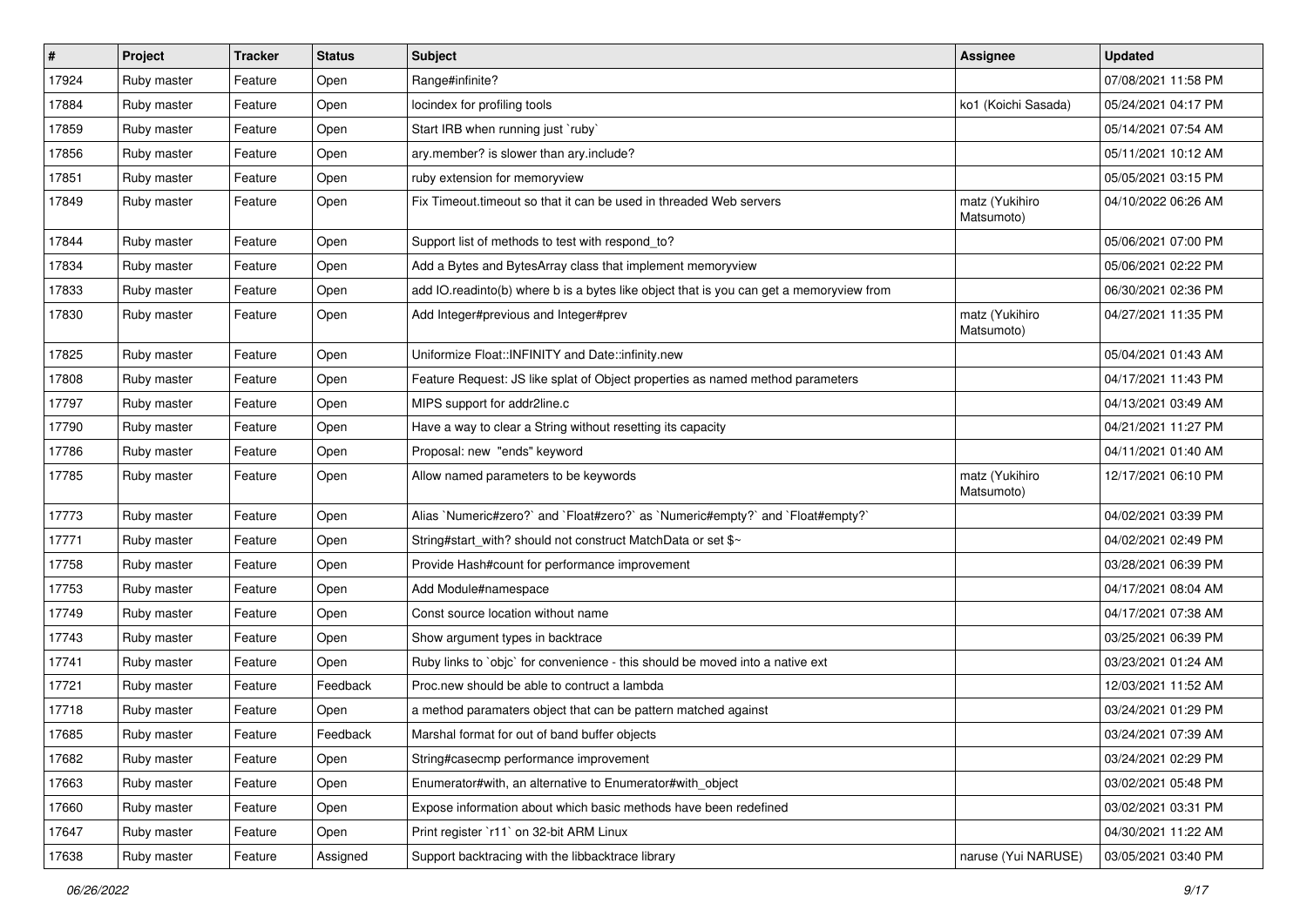| # | Project | Tracker | Status | Subject | Assignee | Updated |
|---|---|---|---|---|---|---|
| 17924 | Ruby master | Feature | Open | Range#infinite? | | 07/08/2021 11:58 PM |
| 17884 | Ruby master | Feature | Open | locindex for profiling tools | ko1 (Koichi Sasada) | 05/24/2021 04:17 PM |
| 17859 | Ruby master | Feature | Open | Start IRB when running just `ruby` | | 05/14/2021 07:54 AM |
| 17856 | Ruby master | Feature | Open | ary.member? is slower than ary.include? | | 05/11/2021 10:12 AM |
| 17851 | Ruby master | Feature | Open | ruby extension for memoryview | | 05/05/2021 03:15 PM |
| 17849 | Ruby master | Feature | Open | Fix Timeout.timeout so that it can be used in threaded Web servers | matz (Yukihiro Matsumoto) | 04/10/2022 06:26 AM |
| 17844 | Ruby master | Feature | Open | Support list of methods to test with respond_to? | | 05/06/2021 07:00 PM |
| 17834 | Ruby master | Feature | Open | Add a Bytes and BytesArray class that implement memoryview | | 05/06/2021 02:22 PM |
| 17833 | Ruby master | Feature | Open | add IO.readinto(b) where b is a bytes like object that is you can get a memoryview from | | 06/30/2021 02:36 PM |
| 17830 | Ruby master | Feature | Open | Add Integer#previous and Integer#prev | matz (Yukihiro Matsumoto) | 04/27/2021 11:35 PM |
| 17825 | Ruby master | Feature | Open | Uniformize Float::INFINITY and Date::infinity.new | | 05/04/2021 01:43 AM |
| 17808 | Ruby master | Feature | Open | Feature Request: JS like splat of Object properties as named method parameters | | 04/17/2021 11:43 PM |
| 17797 | Ruby master | Feature | Open | MIPS support for addr2line.c | | 04/13/2021 03:49 AM |
| 17790 | Ruby master | Feature | Open | Have a way to clear a String without resetting its capacity | | 04/21/2021 11:27 PM |
| 17786 | Ruby master | Feature | Open | Proposal: new "ends" keyword | | 04/11/2021 01:40 AM |
| 17785 | Ruby master | Feature | Open | Allow named parameters to be keywords | matz (Yukihiro Matsumoto) | 12/17/2021 06:10 PM |
| 17773 | Ruby master | Feature | Open | Alias `Numeric#zero?` and `Float#zero?` as `Numeric#empty?` and `Float#empty?` | | 04/02/2021 03:39 PM |
| 17771 | Ruby master | Feature | Open | String#start_with? should not construct MatchData or set $~ | | 04/02/2021 02:49 PM |
| 17758 | Ruby master | Feature | Open | Provide Hash#count for performance improvement | | 03/28/2021 06:39 PM |
| 17753 | Ruby master | Feature | Open | Add Module#namespace | | 04/17/2021 08:04 AM |
| 17749 | Ruby master | Feature | Open | Const source location without name | | 04/17/2021 07:38 AM |
| 17743 | Ruby master | Feature | Open | Show argument types in backtrace | | 03/25/2021 06:39 PM |
| 17741 | Ruby master | Feature | Open | Ruby links to `objc` for convenience - this should be moved into a native ext | | 03/23/2021 01:24 AM |
| 17721 | Ruby master | Feature | Feedback | Proc.new should be able to contruct a lambda | | 12/03/2021 11:52 AM |
| 17718 | Ruby master | Feature | Open | a method paramaters object that can be pattern matched against | | 03/24/2021 01:29 PM |
| 17685 | Ruby master | Feature | Feedback | Marshal format for out of band buffer objects | | 03/24/2021 07:39 AM |
| 17682 | Ruby master | Feature | Open | String#casecmp performance improvement | | 03/24/2021 02:29 PM |
| 17663 | Ruby master | Feature | Open | Enumerator#with, an alternative to Enumerator#with_object | | 03/02/2021 05:48 PM |
| 17660 | Ruby master | Feature | Open | Expose information about which basic methods have been redefined | | 03/02/2021 03:31 PM |
| 17647 | Ruby master | Feature | Open | Print register `r11` on 32-bit ARM Linux | | 04/30/2021 11:22 AM |
| 17638 | Ruby master | Feature | Assigned | Support backtracing with the libbacktrace library | naruse (Yui NARUSE) | 03/05/2021 03:40 PM |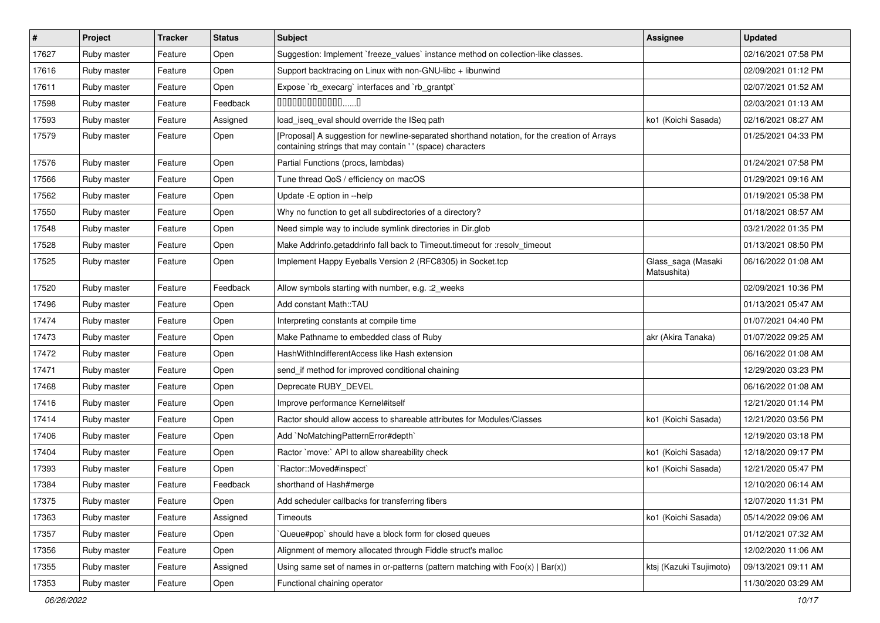| # | Project | Tracker | Status | Subject | Assignee | Updated |
|---|---|---|---|---|---|---|
| 17627 | Ruby master | Feature | Open | Suggestion: Implement `freeze_values` instance method on collection-like classes. | | 02/16/2021 07:58 PM |
| 17616 | Ruby master | Feature | Open | Support backtracing on Linux with non-GNU-libc + libunwind | | 02/09/2021 01:12 PM |
| 17611 | Ruby master | Feature | Open | Expose `rb_execarg` interfaces and `rb_grantpt` | | 02/07/2021 01:52 AM |
| 17598 | Ruby master | Feature | Feedback | ▯▯▯▯▯▯▯▯▯▯▯▯▯......▯ | | 02/03/2021 01:13 AM |
| 17593 | Ruby master | Feature | Assigned | load_iseq_eval should override the ISeq path | ko1 (Koichi Sasada) | 02/16/2021 08:27 AM |
| 17579 | Ruby master | Feature | Open | [Proposal] A suggestion for newline-separated shorthand notation, for the creation of Arrays containing strings that may contain ' ' (space) characters | | 01/25/2021 04:33 PM |
| 17576 | Ruby master | Feature | Open | Partial Functions (procs, lambdas) | | 01/24/2021 07:58 PM |
| 17566 | Ruby master | Feature | Open | Tune thread QoS / efficiency on macOS | | 01/29/2021 09:16 AM |
| 17562 | Ruby master | Feature | Open | Update -E option in --help | | 01/19/2021 05:38 PM |
| 17550 | Ruby master | Feature | Open | Why no function to get all subdirectories of a directory? | | 01/18/2021 08:57 AM |
| 17548 | Ruby master | Feature | Open | Need simple way to include symlink directories in Dir.glob | | 03/21/2022 01:35 PM |
| 17528 | Ruby master | Feature | Open | Make Addrinfo.getaddrinfo fall back to Timeout.timeout for :resolv_timeout | | 01/13/2021 08:50 PM |
| 17525 | Ruby master | Feature | Open | Implement Happy Eyeballs Version 2 (RFC8305) in Socket.tcp | Glass_saga (Masaki Matsushita) | 06/16/2022 01:08 AM |
| 17520 | Ruby master | Feature | Feedback | Allow symbols starting with number, e.g. :2_weeks | | 02/09/2021 10:36 PM |
| 17496 | Ruby master | Feature | Open | Add constant Math::TAU | | 01/13/2021 05:47 AM |
| 17474 | Ruby master | Feature | Open | Interpreting constants at compile time | | 01/07/2021 04:40 PM |
| 17473 | Ruby master | Feature | Open | Make Pathname to embedded class of Ruby | akr (Akira Tanaka) | 01/07/2022 09:25 AM |
| 17472 | Ruby master | Feature | Open | HashWithIndifferentAccess like Hash extension | | 06/16/2022 01:08 AM |
| 17471 | Ruby master | Feature | Open | send_if method for improved conditional chaining | | 12/29/2020 03:23 PM |
| 17468 | Ruby master | Feature | Open | Deprecate RUBY_DEVEL | | 06/16/2022 01:08 AM |
| 17416 | Ruby master | Feature | Open | Improve performance Kernel#itself | | 12/21/2020 01:14 PM |
| 17414 | Ruby master | Feature | Open | Ractor should allow access to shareable attributes for Modules/Classes | ko1 (Koichi Sasada) | 12/21/2020 03:56 PM |
| 17406 | Ruby master | Feature | Open | Add `NoMatchingPatternError#depth` | | 12/19/2020 03:18 PM |
| 17404 | Ruby master | Feature | Open | Ractor `move:` API to allow shareability check | ko1 (Koichi Sasada) | 12/18/2020 09:17 PM |
| 17393 | Ruby master | Feature | Open | `Ractor::Moved#inspect` | ko1 (Koichi Sasada) | 12/21/2020 05:47 PM |
| 17384 | Ruby master | Feature | Feedback | shorthand of Hash#merge | | 12/10/2020 06:14 AM |
| 17375 | Ruby master | Feature | Open | Add scheduler callbacks for transferring fibers | | 12/07/2020 11:31 PM |
| 17363 | Ruby master | Feature | Assigned | Timeouts | ko1 (Koichi Sasada) | 05/14/2022 09:06 AM |
| 17357 | Ruby master | Feature | Open | `Queue#pop` should have a block form for closed queues | | 01/12/2021 07:32 AM |
| 17356 | Ruby master | Feature | Open | Alignment of memory allocated through Fiddle struct's malloc | | 12/02/2020 11:06 AM |
| 17355 | Ruby master | Feature | Assigned | Using same set of names in or-patterns (pattern matching with Foo(x) \| Bar(x)) | ktsj (Kazuki Tsujimoto) | 09/13/2021 09:11 AM |
| 17353 | Ruby master | Feature | Open | Functional chaining operator | | 11/30/2020 03:29 AM |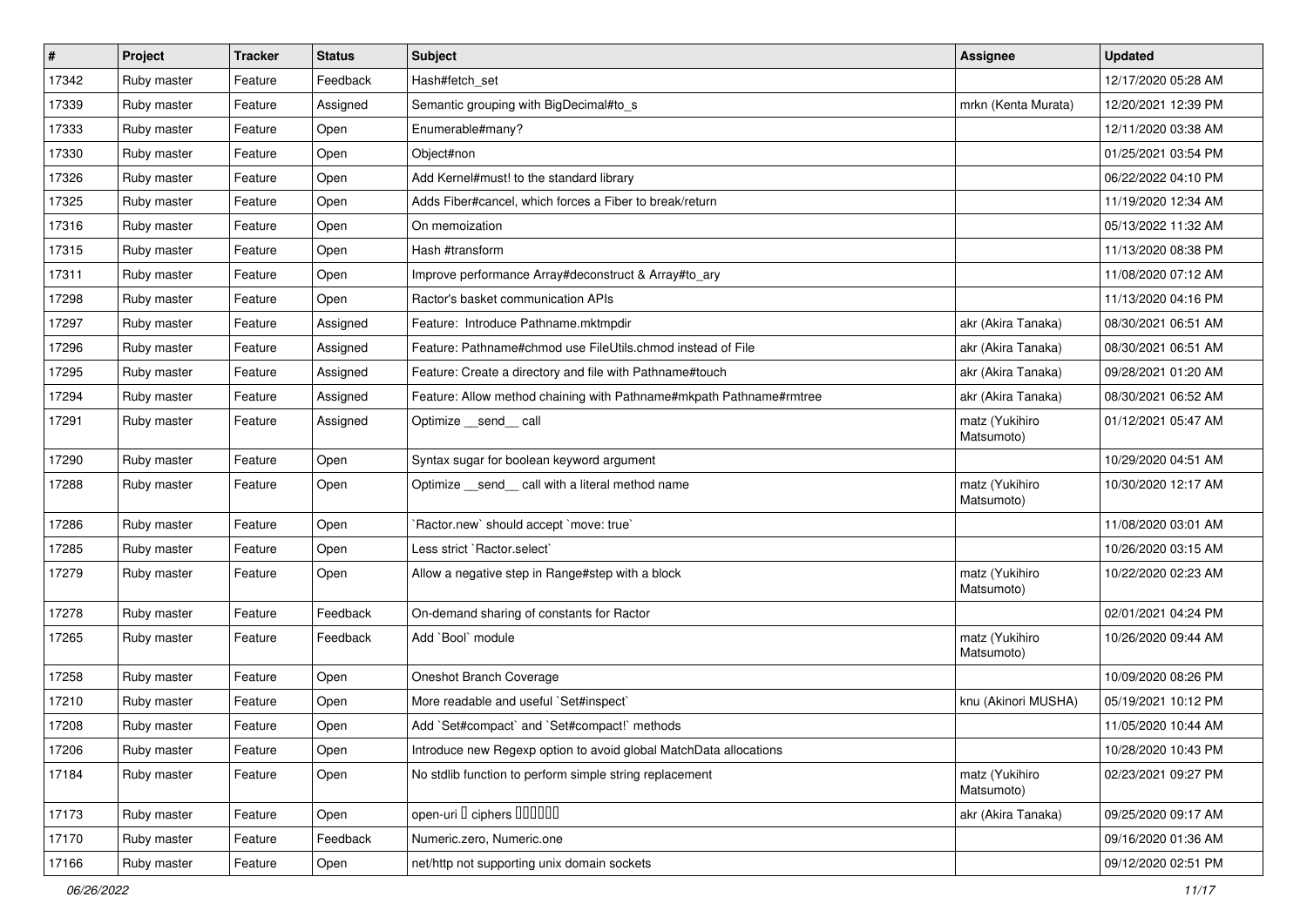| # | Project | Tracker | Status | Subject | Assignee | Updated |
|---|---|---|---|---|---|---|
| 17342 | Ruby master | Feature | Feedback | Hash#fetch_set | | 12/17/2020 05:28 AM |
| 17339 | Ruby master | Feature | Assigned | Semantic grouping with BigDecimal#to_s | mrkn (Kenta Murata) | 12/20/2021 12:39 PM |
| 17333 | Ruby master | Feature | Open | Enumerable#many? | | 12/11/2020 03:38 AM |
| 17330 | Ruby master | Feature | Open | Object#non | | 01/25/2021 03:54 PM |
| 17326 | Ruby master | Feature | Open | Add Kernel#must! to the standard library | | 06/22/2022 04:10 PM |
| 17325 | Ruby master | Feature | Open | Adds Fiber#cancel, which forces a Fiber to break/return | | 11/19/2020 12:34 AM |
| 17316 | Ruby master | Feature | Open | On memoization | | 05/13/2022 11:32 AM |
| 17315 | Ruby master | Feature | Open | Hash #transform | | 11/13/2020 08:38 PM |
| 17311 | Ruby master | Feature | Open | Improve performance Array#deconstruct & Array#to_ary | | 11/08/2020 07:12 AM |
| 17298 | Ruby master | Feature | Open | Ractor's basket communication APIs | | 11/13/2020 04:16 PM |
| 17297 | Ruby master | Feature | Assigned | Feature: Introduce Pathname.mktmpdir | akr (Akira Tanaka) | 08/30/2021 06:51 AM |
| 17296 | Ruby master | Feature | Assigned | Feature: Pathname#chmod use FileUtils.chmod instead of File | akr (Akira Tanaka) | 08/30/2021 06:51 AM |
| 17295 | Ruby master | Feature | Assigned | Feature: Create a directory and file with Pathname#touch | akr (Akira Tanaka) | 09/28/2021 01:20 AM |
| 17294 | Ruby master | Feature | Assigned | Feature: Allow method chaining with Pathname#mkpath Pathname#rmtree | akr (Akira Tanaka) | 08/30/2021 06:52 AM |
| 17291 | Ruby master | Feature | Assigned | Optimize __send__ call | matz (Yukihiro Matsumoto) | 01/12/2021 05:47 AM |
| 17290 | Ruby master | Feature | Open | Syntax sugar for boolean keyword argument | | 10/29/2020 04:51 AM |
| 17288 | Ruby master | Feature | Open | Optimize __send__ call with a literal method name | matz (Yukihiro Matsumoto) | 10/30/2020 12:17 AM |
| 17286 | Ruby master | Feature | Open | `Ractor.new` should accept `move: true` | | 11/08/2020 03:01 AM |
| 17285 | Ruby master | Feature | Open | Less strict `Ractor.select` | | 10/26/2020 03:15 AM |
| 17279 | Ruby master | Feature | Open | Allow a negative step in Range#step with a block | matz (Yukihiro Matsumoto) | 10/22/2020 02:23 AM |
| 17278 | Ruby master | Feature | Feedback | On-demand sharing of constants for Ractor | | 02/01/2021 04:24 PM |
| 17265 | Ruby master | Feature | Feedback | Add `Bool` module | matz (Yukihiro Matsumoto) | 10/26/2020 09:44 AM |
| 17258 | Ruby master | Feature | Open | Oneshot Branch Coverage | | 10/09/2020 08:26 PM |
| 17210 | Ruby master | Feature | Open | More readable and useful `Set#inspect` | knu (Akinori MUSHA) | 05/19/2021 10:12 PM |
| 17208 | Ruby master | Feature | Open | Add `Set#compact` and `Set#compact!` methods | | 11/05/2020 10:44 AM |
| 17206 | Ruby master | Feature | Open | Introduce new Regexp option to avoid global MatchData allocations | | 10/28/2020 10:43 PM |
| 17184 | Ruby master | Feature | Open | No stdlib function to perform simple string replacement | matz (Yukihiro Matsumoto) | 02/23/2021 09:27 PM |
| 17173 | Ruby master | Feature | Open | open-uri □ ciphers □□□□□□ | akr (Akira Tanaka) | 09/25/2020 09:17 AM |
| 17170 | Ruby master | Feature | Feedback | Numeric.zero, Numeric.one | | 09/16/2020 01:36 AM |
| 17166 | Ruby master | Feature | Open | net/http not supporting unix domain sockets | | 09/12/2020 02:51 PM |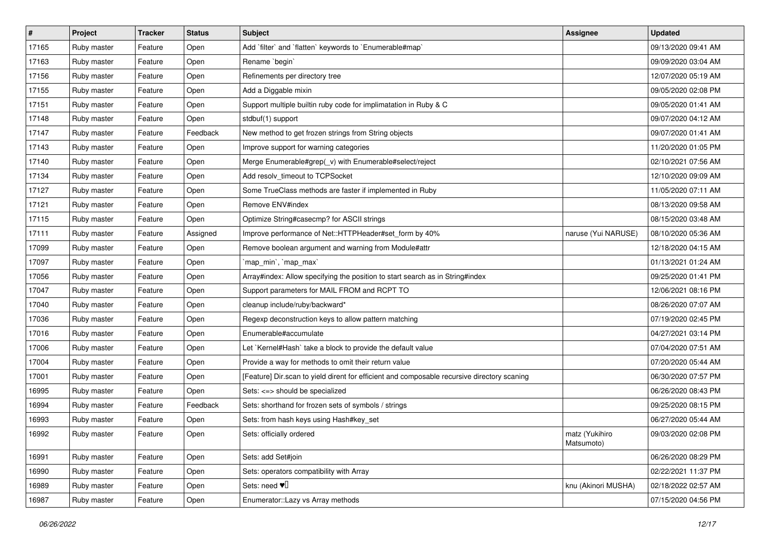| # | Project | Tracker | Status | Subject | Assignee | Updated |
|---|---|---|---|---|---|---|
| 17165 | Ruby master | Feature | Open | Add `filter` and `flatten` keywords to `Enumerable#map` | | 09/13/2020 09:41 AM |
| 17163 | Ruby master | Feature | Open | Rename `begin` | | 09/09/2020 03:04 AM |
| 17156 | Ruby master | Feature | Open | Refinements per directory tree | | 12/07/2020 05:19 AM |
| 17155 | Ruby master | Feature | Open | Add a Diggable mixin | | 09/05/2020 02:08 PM |
| 17151 | Ruby master | Feature | Open | Support multiple builtin ruby code for implimatation in Ruby & C | | 09/05/2020 01:41 AM |
| 17148 | Ruby master | Feature | Open | stdbuf(1) support | | 09/07/2020 04:12 AM |
| 17147 | Ruby master | Feature | Feedback | New method to get frozen strings from String objects | | 09/07/2020 01:41 AM |
| 17143 | Ruby master | Feature | Open | Improve support for warning categories | | 11/20/2020 01:05 PM |
| 17140 | Ruby master | Feature | Open | Merge Enumerable#grep(_v) with Enumerable#select/reject | | 02/10/2021 07:56 AM |
| 17134 | Ruby master | Feature | Open | Add resolv_timeout to TCPSocket | | 12/10/2020 09:09 AM |
| 17127 | Ruby master | Feature | Open | Some TrueClass methods are faster if implemented in Ruby | | 11/05/2020 07:11 AM |
| 17121 | Ruby master | Feature | Open | Remove ENV#index | | 08/13/2020 09:58 AM |
| 17115 | Ruby master | Feature | Open | Optimize String#casecmp? for ASCII strings | | 08/15/2020 03:48 AM |
| 17111 | Ruby master | Feature | Assigned | Improve performance of Net::HTTPHeader#set_form by 40% | naruse (Yui NARUSE) | 08/10/2020 05:36 AM |
| 17099 | Ruby master | Feature | Open | Remove boolean argument and warning from Module#attr | | 12/18/2020 04:15 AM |
| 17097 | Ruby master | Feature | Open | `map_min`, `map_max` | | 01/13/2021 01:24 AM |
| 17056 | Ruby master | Feature | Open | Array#index: Allow specifying the position to start search as in String#index | | 09/25/2020 01:41 PM |
| 17047 | Ruby master | Feature | Open | Support parameters for MAIL FROM and RCPT TO | | 12/06/2021 08:16 PM |
| 17040 | Ruby master | Feature | Open | cleanup include/ruby/backward* | | 08/26/2020 07:07 AM |
| 17036 | Ruby master | Feature | Open | Regexp deconstruction keys to allow pattern matching | | 07/19/2020 02:45 PM |
| 17016 | Ruby master | Feature | Open | Enumerable#accumulate | | 04/27/2021 03:14 PM |
| 17006 | Ruby master | Feature | Open | Let `Kernel#Hash` take a block to provide the default value | | 07/04/2020 07:51 AM |
| 17004 | Ruby master | Feature | Open | Provide a way for methods to omit their return value | | 07/20/2020 05:44 AM |
| 17001 | Ruby master | Feature | Open | [Feature] Dir.scan to yield dirent for efficient and composable recursive directory scaning | | 06/30/2020 07:57 PM |
| 16995 | Ruby master | Feature | Open | Sets: <=> should be specialized | | 06/26/2020 08:43 PM |
| 16994 | Ruby master | Feature | Feedback | Sets: shorthand for frozen sets of symbols / strings | | 09/25/2020 08:15 PM |
| 16993 | Ruby master | Feature | Open | Sets: from hash keys using Hash#key_set | | 06/27/2020 05:44 AM |
| 16992 | Ruby master | Feature | Open | Sets: officially ordered | matz (Yukihiro Matsumoto) | 09/03/2020 02:08 PM |
| 16991 | Ruby master | Feature | Open | Sets: add Set#join | | 06/26/2020 08:29 PM |
| 16990 | Ruby master | Feature | Open | Sets: operators compatibility with Array | | 02/22/2021 11:37 PM |
| 16989 | Ruby master | Feature | Open | Sets: need ♥️ | knu (Akinori MUSHA) | 02/18/2022 02:57 AM |
| 16987 | Ruby master | Feature | Open | Enumerator::Lazy vs Array methods | | 07/15/2020 04:56 PM |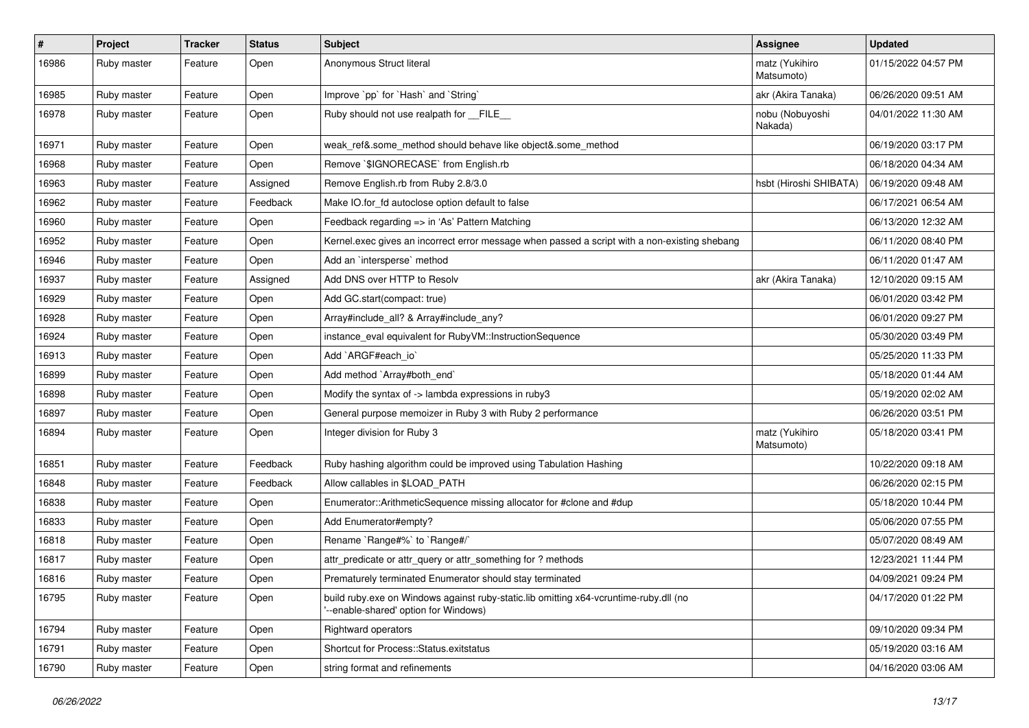| # | Project | Tracker | Status | Subject | Assignee | Updated |
|---|---|---|---|---|---|---|
| 16986 | Ruby master | Feature | Open | Anonymous Struct literal | matz (Yukihiro Matsumoto) | 01/15/2022 04:57 PM |
| 16985 | Ruby master | Feature | Open | Improve `pp` for `Hash` and `String` | akr (Akira Tanaka) | 06/26/2020 09:51 AM |
| 16978 | Ruby master | Feature | Open | Ruby should not use realpath for __FILE__ | nobu (Nobuyoshi Nakada) | 04/01/2022 11:30 AM |
| 16971 | Ruby master | Feature | Open | weak_ref&.some_method should behave like object&.some_method | | 06/19/2020 03:17 PM |
| 16968 | Ruby master | Feature | Open | Remove `$IGNORECASE` from English.rb | | 06/18/2020 04:34 AM |
| 16963 | Ruby master | Feature | Assigned | Remove English.rb from Ruby 2.8/3.0 | hsbt (Hiroshi SHIBATA) | 06/19/2020 09:48 AM |
| 16962 | Ruby master | Feature | Feedback | Make IO.for_fd autoclose option default to false | | 06/17/2021 06:54 AM |
| 16960 | Ruby master | Feature | Open | Feedback regarding => in 'As' Pattern Matching | | 06/13/2020 12:32 AM |
| 16952 | Ruby master | Feature | Open | Kernel.exec gives an incorrect error message when passed a script with a non-existing shebang | | 06/11/2020 08:40 PM |
| 16946 | Ruby master | Feature | Open | Add an `intersperse` method | | 06/11/2020 01:47 AM |
| 16937 | Ruby master | Feature | Assigned | Add DNS over HTTP to Resolv | akr (Akira Tanaka) | 12/10/2020 09:15 AM |
| 16929 | Ruby master | Feature | Open | Add GC.start(compact: true) | | 06/01/2020 03:42 PM |
| 16928 | Ruby master | Feature | Open | Array#include_all? & Array#include_any? | | 06/01/2020 09:27 PM |
| 16924 | Ruby master | Feature | Open | instance_eval equivalent for RubyVM::InstructionSequence | | 05/30/2020 03:49 PM |
| 16913 | Ruby master | Feature | Open | Add `ARGF#each_io` | | 05/25/2020 11:33 PM |
| 16899 | Ruby master | Feature | Open | Add method `Array#both_end` | | 05/18/2020 01:44 AM |
| 16898 | Ruby master | Feature | Open | Modify the syntax of -> lambda expressions in ruby3 | | 05/19/2020 02:02 AM |
| 16897 | Ruby master | Feature | Open | General purpose memoizer in Ruby 3 with Ruby 2 performance | | 06/26/2020 03:51 PM |
| 16894 | Ruby master | Feature | Open | Integer division for Ruby 3 | matz (Yukihiro Matsumoto) | 05/18/2020 03:41 PM |
| 16851 | Ruby master | Feature | Feedback | Ruby hashing algorithm could be improved using Tabulation Hashing | | 10/22/2020 09:18 AM |
| 16848 | Ruby master | Feature | Feedback | Allow callables in $LOAD_PATH | | 06/26/2020 02:15 PM |
| 16838 | Ruby master | Feature | Open | Enumerator::ArithmeticSequence missing allocator for #clone and #dup | | 05/18/2020 10:44 PM |
| 16833 | Ruby master | Feature | Open | Add Enumerator#empty? | | 05/06/2020 07:55 PM |
| 16818 | Ruby master | Feature | Open | Rename `Range#%` to `Range#/` | | 05/07/2020 08:49 AM |
| 16817 | Ruby master | Feature | Open | attr_predicate or attr_query or attr_something for ? methods | | 12/23/2021 11:44 PM |
| 16816 | Ruby master | Feature | Open | Prematurely terminated Enumerator should stay terminated | | 04/09/2021 09:24 PM |
| 16795 | Ruby master | Feature | Open | build ruby.exe on Windows against ruby-static.lib omitting x64-vcruntime-ruby.dll (no '--enable-shared' option for Windows) | | 04/17/2020 01:22 PM |
| 16794 | Ruby master | Feature | Open | Rightward operators | | 09/10/2020 09:34 PM |
| 16791 | Ruby master | Feature | Open | Shortcut for Process::Status.exitstatus | | 05/19/2020 03:16 AM |
| 16790 | Ruby master | Feature | Open | string format and refinements | | 04/16/2020 03:06 AM |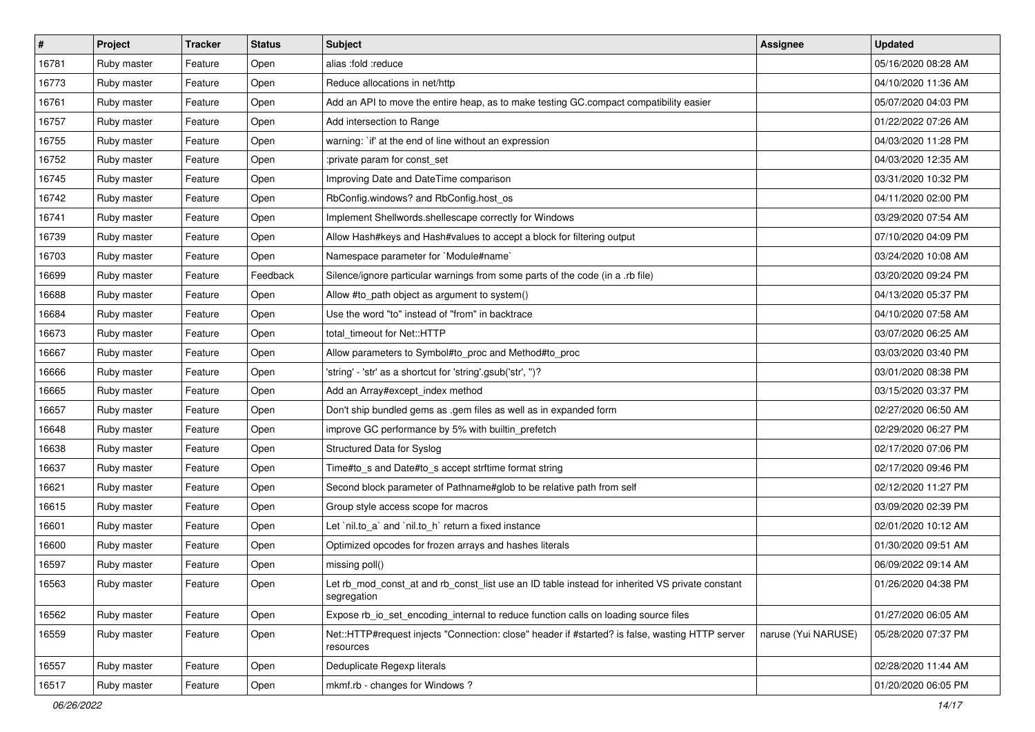| # | Project | Tracker | Status | Subject | Assignee | Updated |
|---|---|---|---|---|---|---|
| 16781 | Ruby master | Feature | Open | alias :fold :reduce | | 05/16/2020 08:28 AM |
| 16773 | Ruby master | Feature | Open | Reduce allocations in net/http | | 04/10/2020 11:36 AM |
| 16761 | Ruby master | Feature | Open | Add an API to move the entire heap, as to make testing GC.compact compatibility easier | | 05/07/2020 04:03 PM |
| 16757 | Ruby master | Feature | Open | Add intersection to Range | | 01/22/2022 07:26 AM |
| 16755 | Ruby master | Feature | Open | warning: `if' at the end of line without an expression | | 04/03/2020 11:28 PM |
| 16752 | Ruby master | Feature | Open | :private param for const_set | | 04/03/2020 12:35 AM |
| 16745 | Ruby master | Feature | Open | Improving Date and DateTime comparison | | 03/31/2020 10:32 PM |
| 16742 | Ruby master | Feature | Open | RbConfig.windows? and RbConfig.host_os | | 04/11/2020 02:00 PM |
| 16741 | Ruby master | Feature | Open | Implement Shellwords.shellescape correctly for Windows | | 03/29/2020 07:54 AM |
| 16739 | Ruby master | Feature | Open | Allow Hash#keys and Hash#values to accept a block for filtering output | | 07/10/2020 04:09 PM |
| 16703 | Ruby master | Feature | Open | Namespace parameter for `Module#name` | | 03/24/2020 10:08 AM |
| 16699 | Ruby master | Feature | Feedback | Silence/ignore particular warnings from some parts of the code (in a .rb file) | | 03/20/2020 09:24 PM |
| 16688 | Ruby master | Feature | Open | Allow #to_path object as argument to system() | | 04/13/2020 05:37 PM |
| 16684 | Ruby master | Feature | Open | Use the word "to" instead of "from" in backtrace | | 04/10/2020 07:58 AM |
| 16673 | Ruby master | Feature | Open | total_timeout for Net::HTTP | | 03/07/2020 06:25 AM |
| 16667 | Ruby master | Feature | Open | Allow parameters to Symbol#to_proc and Method#to_proc | | 03/03/2020 03:40 PM |
| 16666 | Ruby master | Feature | Open | 'string' - 'str' as a shortcut for 'string'.gsub('str', '')? | | 03/01/2020 08:38 PM |
| 16665 | Ruby master | Feature | Open | Add an Array#except_index method | | 03/15/2020 03:37 PM |
| 16657 | Ruby master | Feature | Open | Don't ship bundled gems as .gem files as well as in expanded form | | 02/27/2020 06:50 AM |
| 16648 | Ruby master | Feature | Open | improve GC performance by 5% with builtin_prefetch | | 02/29/2020 06:27 PM |
| 16638 | Ruby master | Feature | Open | Structured Data for Syslog | | 02/17/2020 07:06 PM |
| 16637 | Ruby master | Feature | Open | Time#to_s and Date#to_s accept strftime format string | | 02/17/2020 09:46 PM |
| 16621 | Ruby master | Feature | Open | Second block parameter of Pathname#glob to be relative path from self | | 02/12/2020 11:27 PM |
| 16615 | Ruby master | Feature | Open | Group style access scope for macros | | 03/09/2020 02:39 PM |
| 16601 | Ruby master | Feature | Open | Let `nil.to_a` and `nil.to_h` return a fixed instance | | 02/01/2020 10:12 AM |
| 16600 | Ruby master | Feature | Open | Optimized opcodes for frozen arrays and hashes literals | | 01/30/2020 09:51 AM |
| 16597 | Ruby master | Feature | Open | missing poll() | | 06/09/2022 09:14 AM |
| 16563 | Ruby master | Feature | Open | Let rb_mod_const_at and rb_const_list use an ID table instead for inherited VS private constant segregation | | 01/26/2020 04:38 PM |
| 16562 | Ruby master | Feature | Open | Expose rb_io_set_encoding_internal to reduce function calls on loading source files | | 01/27/2020 06:05 AM |
| 16559 | Ruby master | Feature | Open | Net::HTTP#request injects "Connection: close" header if #started? is false, wasting HTTP server resources | naruse (Yui NARUSE) | 05/28/2020 07:37 PM |
| 16557 | Ruby master | Feature | Open | Deduplicate Regexp literals | | 02/28/2020 11:44 AM |
| 16517 | Ruby master | Feature | Open | mkmf.rb - changes for Windows ? | | 01/20/2020 06:05 PM |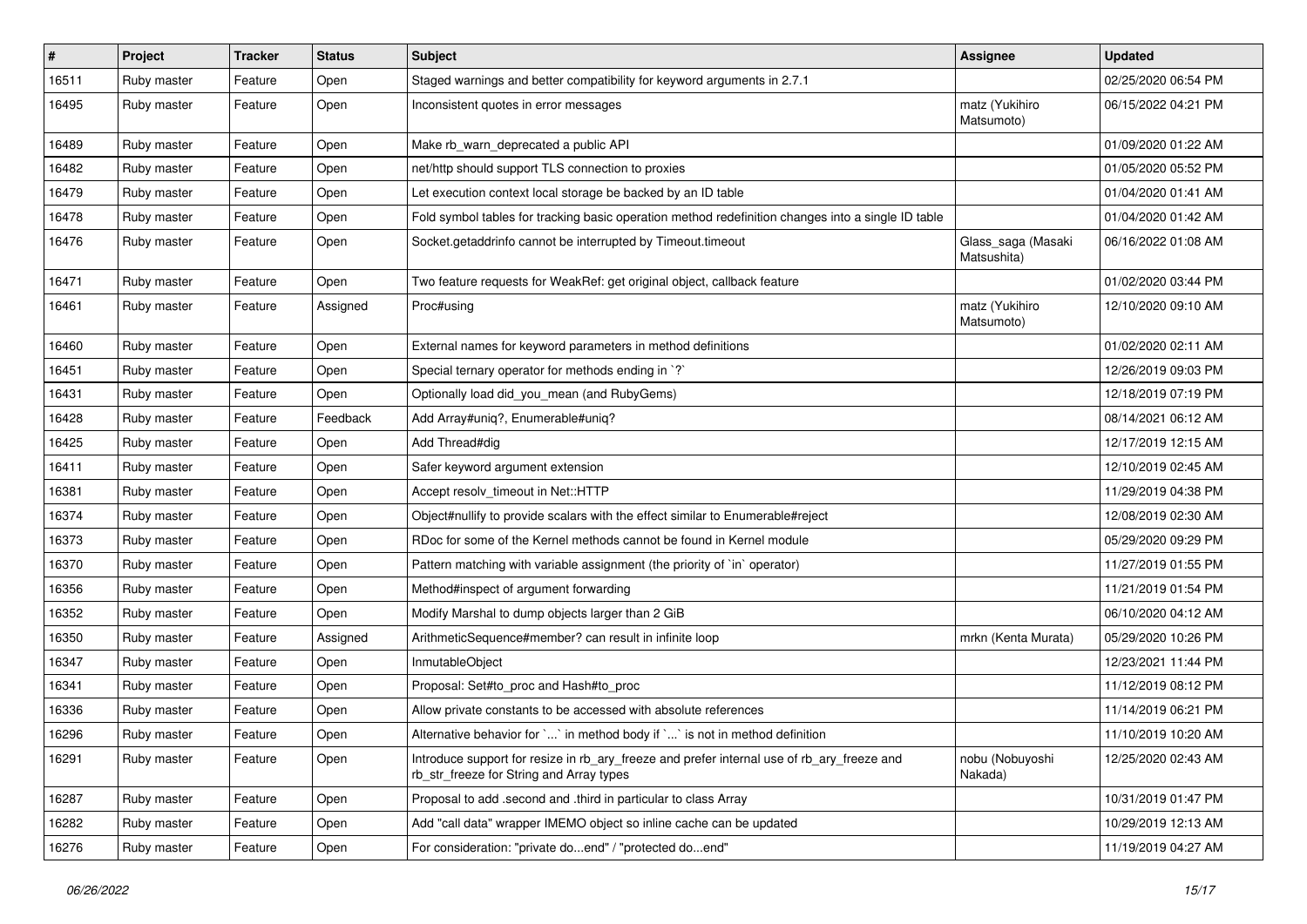| # | Project | Tracker | Status | Subject | Assignee | Updated |
| --- | --- | --- | --- | --- | --- | --- |
| 16511 | Ruby master | Feature | Open | Staged warnings and better compatibility for keyword arguments in 2.7.1 | | 02/25/2020 06:54 PM |
| 16495 | Ruby master | Feature | Open | Inconsistent quotes in error messages | matz (Yukihiro Matsumoto) | 06/15/2022 04:21 PM |
| 16489 | Ruby master | Feature | Open | Make rb_warn_deprecated a public API | | 01/09/2020 01:22 AM |
| 16482 | Ruby master | Feature | Open | net/http should support TLS connection to proxies | | 01/05/2020 05:52 PM |
| 16479 | Ruby master | Feature | Open | Let execution context local storage be backed by an ID table | | 01/04/2020 01:41 AM |
| 16478 | Ruby master | Feature | Open | Fold symbol tables for tracking basic operation method redefinition changes into a single ID table | | 01/04/2020 01:42 AM |
| 16476 | Ruby master | Feature | Open | Socket.getaddrinfo cannot be interrupted by Timeout.timeout | Glass_saga (Masaki Matsushita) | 06/16/2022 01:08 AM |
| 16471 | Ruby master | Feature | Open | Two feature requests for WeakRef: get original object, callback feature | | 01/02/2020 03:44 PM |
| 16461 | Ruby master | Feature | Assigned | Proc#using | matz (Yukihiro Matsumoto) | 12/10/2020 09:10 AM |
| 16460 | Ruby master | Feature | Open | External names for keyword parameters in method definitions | | 01/02/2020 02:11 AM |
| 16451 | Ruby master | Feature | Open | Special ternary operator for methods ending in `?` | | 12/26/2019 09:03 PM |
| 16431 | Ruby master | Feature | Open | Optionally load did_you_mean (and RubyGems) | | 12/18/2019 07:19 PM |
| 16428 | Ruby master | Feature | Feedback | Add Array#uniq?, Enumerable#uniq? | | 08/14/2021 06:12 AM |
| 16425 | Ruby master | Feature | Open | Add Thread#dig | | 12/17/2019 12:15 AM |
| 16411 | Ruby master | Feature | Open | Safer keyword argument extension | | 12/10/2019 02:45 AM |
| 16381 | Ruby master | Feature | Open | Accept resolv_timeout in Net::HTTP | | 11/29/2019 04:38 PM |
| 16374 | Ruby master | Feature | Open | Object#nullify to provide scalars with the effect similar to Enumerable#reject | | 12/08/2019 02:30 AM |
| 16373 | Ruby master | Feature | Open | RDoc for some of the Kernel methods cannot be found in Kernel module | | 05/29/2020 09:29 PM |
| 16370 | Ruby master | Feature | Open | Pattern matching with variable assignment (the priority of `in` operator) | | 11/27/2019 01:55 PM |
| 16356 | Ruby master | Feature | Open | Method#inspect of argument forwarding | | 11/21/2019 01:54 PM |
| 16352 | Ruby master | Feature | Open | Modify Marshal to dump objects larger than 2 GiB | | 06/10/2020 04:12 AM |
| 16350 | Ruby master | Feature | Assigned | ArithmeticSequence#member? can result in infinite loop | mrkn (Kenta Murata) | 05/29/2020 10:26 PM |
| 16347 | Ruby master | Feature | Open | InmutableObject | | 12/23/2021 11:44 PM |
| 16341 | Ruby master | Feature | Open | Proposal: Set#to_proc and Hash#to_proc | | 11/12/2019 08:12 PM |
| 16336 | Ruby master | Feature | Open | Allow private constants to be accessed with absolute references | | 11/14/2019 06:21 PM |
| 16296 | Ruby master | Feature | Open | Alternative behavior for `...` in method body if `...` is not in method definition | | 11/10/2019 10:20 AM |
| 16291 | Ruby master | Feature | Open | Introduce support for resize in rb_ary_freeze and prefer internal use of rb_ary_freeze and rb_str_freeze for String and Array types | nobu (Nobuyoshi Nakada) | 12/25/2020 02:43 AM |
| 16287 | Ruby master | Feature | Open | Proposal to add .second and .third in particular to class Array | | 10/31/2019 01:47 PM |
| 16282 | Ruby master | Feature | Open | Add "call data" wrapper IMEMO object so inline cache can be updated | | 10/29/2019 12:13 AM |
| 16276 | Ruby master | Feature | Open | For consideration: "private do...end" / "protected do...end" | | 11/19/2019 04:27 AM |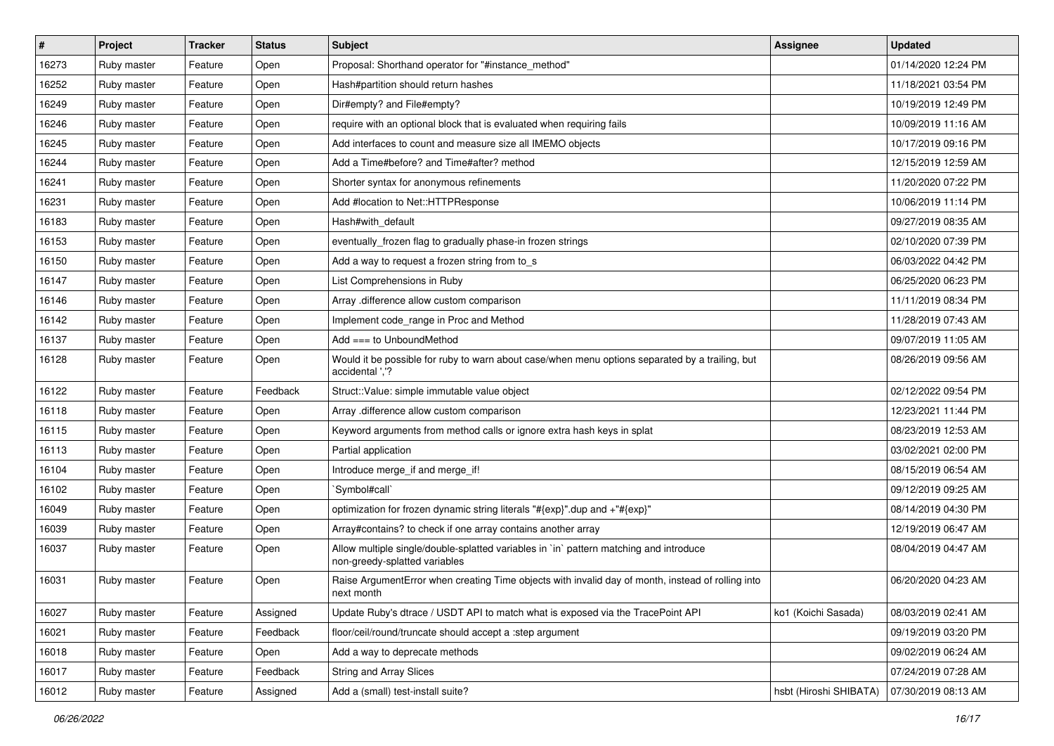| # | Project | Tracker | Status | Subject | Assignee | Updated |
| --- | --- | --- | --- | --- | --- | --- |
| 16273 | Ruby master | Feature | Open | Proposal: Shorthand operator for "#instance_method" | | 01/14/2020 12:24 PM |
| 16252 | Ruby master | Feature | Open | Hash#partition should return hashes | | 11/18/2021 03:54 PM |
| 16249 | Ruby master | Feature | Open | Dir#empty? and File#empty? | | 10/19/2019 12:49 PM |
| 16246 | Ruby master | Feature | Open | require with an optional block that is evaluated when requiring fails | | 10/09/2019 11:16 AM |
| 16245 | Ruby master | Feature | Open | Add interfaces to count and measure size all IMEMO objects | | 10/17/2019 09:16 PM |
| 16244 | Ruby master | Feature | Open | Add a Time#before? and Time#after? method | | 12/15/2019 12:59 AM |
| 16241 | Ruby master | Feature | Open | Shorter syntax for anonymous refinements | | 11/20/2020 07:22 PM |
| 16231 | Ruby master | Feature | Open | Add #location to Net::HTTPResponse | | 10/06/2019 11:14 PM |
| 16183 | Ruby master | Feature | Open | Hash#with_default | | 09/27/2019 08:35 AM |
| 16153 | Ruby master | Feature | Open | eventually_frozen flag to gradually phase-in frozen strings | | 02/10/2020 07:39 PM |
| 16150 | Ruby master | Feature | Open | Add a way to request a frozen string from to_s | | 06/03/2022 04:42 PM |
| 16147 | Ruby master | Feature | Open | List Comprehensions in Ruby | | 06/25/2020 06:23 PM |
| 16146 | Ruby master | Feature | Open | Array .difference allow custom comparison | | 11/11/2019 08:34 PM |
| 16142 | Ruby master | Feature | Open | Implement code_range in Proc and Method | | 11/28/2019 07:43 AM |
| 16137 | Ruby master | Feature | Open | Add === to UnboundMethod | | 09/07/2019 11:05 AM |
| 16128 | Ruby master | Feature | Open | Would it be possible for ruby to warn about case/when menu options separated by a trailing, but accidental ','? | | 08/26/2019 09:56 AM |
| 16122 | Ruby master | Feature | Feedback | Struct::Value: simple immutable value object | | 02/12/2022 09:54 PM |
| 16118 | Ruby master | Feature | Open | Array .difference allow custom comparison | | 12/23/2021 11:44 PM |
| 16115 | Ruby master | Feature | Open | Keyword arguments from method calls or ignore extra hash keys in splat | | 08/23/2019 12:53 AM |
| 16113 | Ruby master | Feature | Open | Partial application | | 03/02/2021 02:00 PM |
| 16104 | Ruby master | Feature | Open | Introduce merge_if and merge_if! | | 08/15/2019 06:54 AM |
| 16102 | Ruby master | Feature | Open | `Symbol#call` | | 09/12/2019 09:25 AM |
| 16049 | Ruby master | Feature | Open | optimization for frozen dynamic string literals "#{exp}".dup and +"#{exp}" | | 08/14/2019 04:30 PM |
| 16039 | Ruby master | Feature | Open | Array#contains? to check if one array contains another array | | 12/19/2019 06:47 AM |
| 16037 | Ruby master | Feature | Open | Allow multiple single/double-splatted variables in `in` pattern matching and introduce non-greedy-splatted variables | | 08/04/2019 04:47 AM |
| 16031 | Ruby master | Feature | Open | Raise ArgumentError when creating Time objects with invalid day of month, instead of rolling into next month | | 06/20/2020 04:23 AM |
| 16027 | Ruby master | Feature | Assigned | Update Ruby's dtrace / USDT API to match what is exposed via the TracePoint API | ko1 (Koichi Sasada) | 08/03/2019 02:41 AM |
| 16021 | Ruby master | Feature | Feedback | floor/ceil/round/truncate should accept a :step argument | | 09/19/2019 03:20 PM |
| 16018 | Ruby master | Feature | Open | Add a way to deprecate methods | | 09/02/2019 06:24 AM |
| 16017 | Ruby master | Feature | Feedback | String and Array Slices | | 07/24/2019 07:28 AM |
| 16012 | Ruby master | Feature | Assigned | Add a (small) test-install suite? | hsbt (Hiroshi SHIBATA) | 07/30/2019 08:13 AM |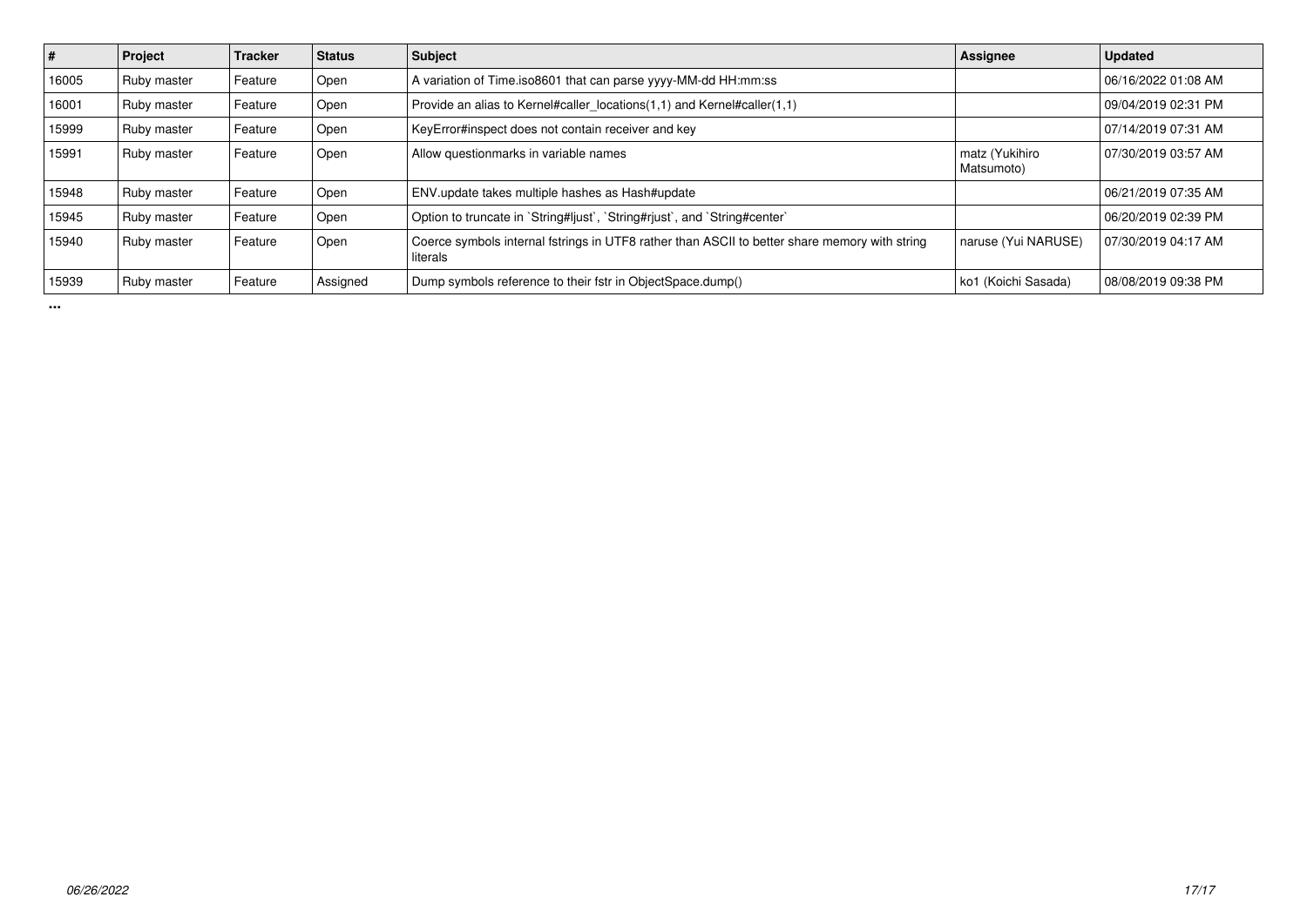| # | Project | Tracker | Status | Subject | Assignee | Updated |
|---|---|---|---|---|---|---|
| 16005 | Ruby master | Feature | Open | A variation of Time.iso8601 that can parse yyyy-MM-dd HH:mm:ss | | 06/16/2022 01:08 AM |
| 16001 | Ruby master | Feature | Open | Provide an alias to Kernel#caller_locations(1,1) and Kernel#caller(1,1) | | 09/04/2019 02:31 PM |
| 15999 | Ruby master | Feature | Open | KeyError#inspect does not contain receiver and key | | 07/14/2019 07:31 AM |
| 15991 | Ruby master | Feature | Open | Allow questionmarks in variable names | matz (Yukihiro Matsumoto) | 07/30/2019 03:57 AM |
| 15948 | Ruby master | Feature | Open | ENV.update takes multiple hashes as Hash#update | | 06/21/2019 07:35 AM |
| 15945 | Ruby master | Feature | Open | Option to truncate in `String#ljust`, `String#rjust`, and `String#center` | | 06/20/2019 02:39 PM |
| 15940 | Ruby master | Feature | Open | Coerce symbols internal fstrings in UTF8 rather than ASCII to better share memory with string literals | naruse (Yui NARUSE) | 07/30/2019 04:17 AM |
| 15939 | Ruby master | Feature | Assigned | Dump symbols reference to their fstr in ObjectSpace.dump() | ko1 (Koichi Sasada) | 08/08/2019 09:38 PM |

...